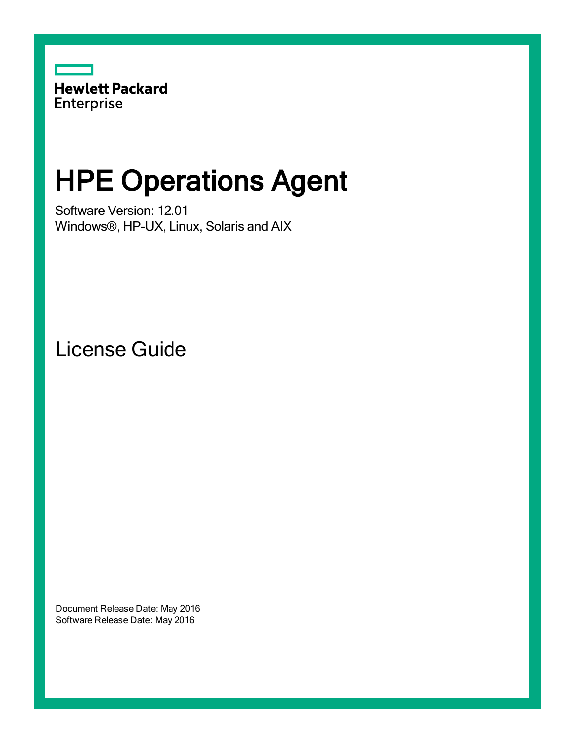Hewlett Packard Enterprise

# HPE Operations Agent

Software Version: 12.01
Windows®, HP-UX, Linux, Solaris and AIX

## License Guide

Document Release Date: May 2016
Software Release Date: May 2016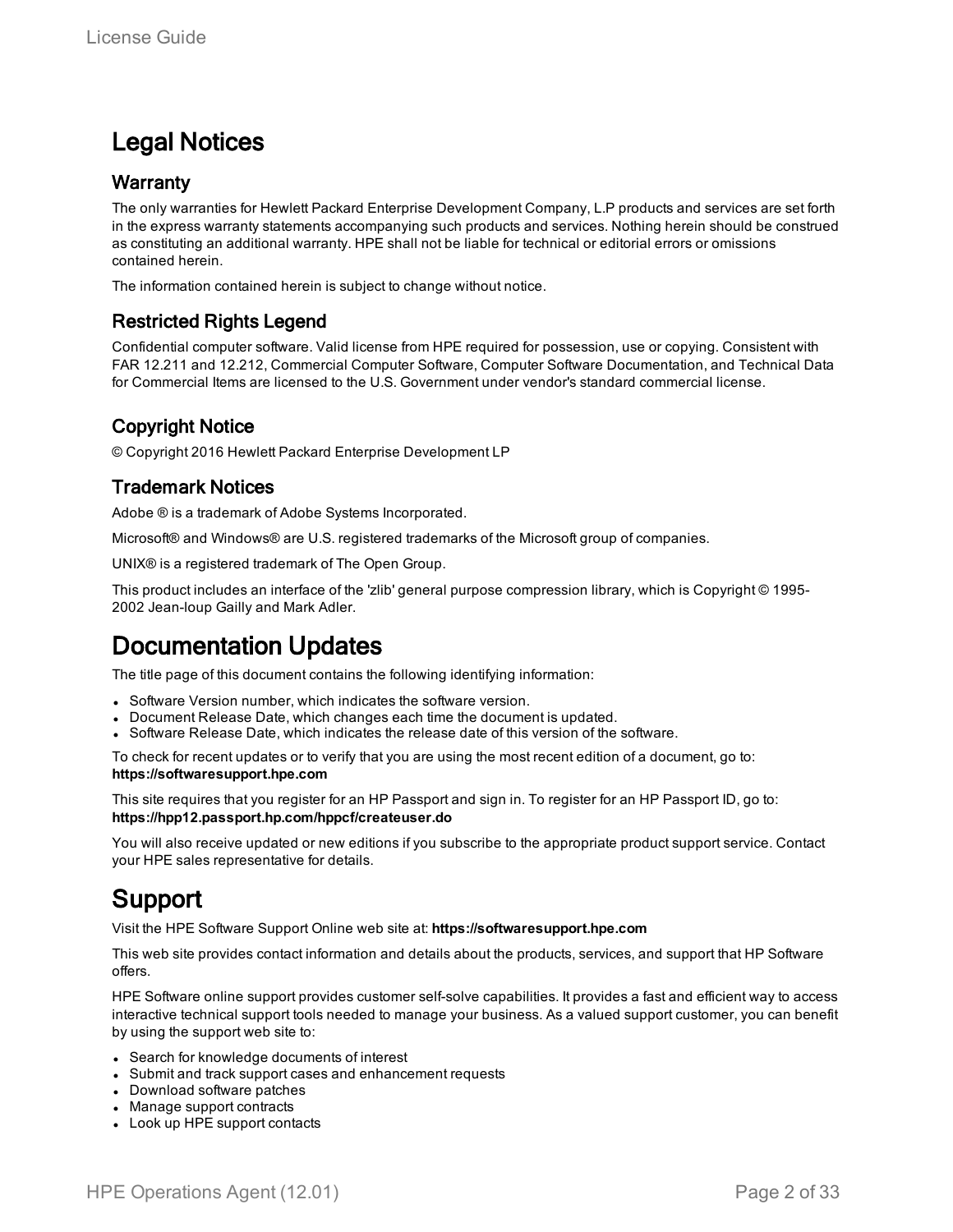# Legal Notices

## Warranty

The only warranties for Hewlett Packard Enterprise Development Company, L.P products and services are set forth in the express warranty statements accompanying such products and services. Nothing herein should be construed as constituting an additional warranty. HPE shall not be liable for technical or editorial errors or omissions contained herein.

The information contained herein is subject to change without notice.

## Restricted Rights Legend

Confidential computer software. Valid license from HPE required for possession, use or copying. Consistent with FAR 12.211 and 12.212, Commercial Computer Software, Computer Software Documentation, and Technical Data for Commercial Items are licensed to the U.S. Government under vendor's standard commercial license.

## Copyright Notice

© Copyright 2016 Hewlett Packard Enterprise Development LP

## Trademark Notices

Adobe ® is a trademark of Adobe Systems Incorporated.

Microsoft® and Windows® are U.S. registered trademarks of the Microsoft group of companies.

UNIX® is a registered trademark of The Open Group.

This product includes an interface of the 'zlib' general purpose compression library, which is Copyright © 1995-2002 Jean-loup Gailly and Mark Adler.

# Documentation Updates

The title page of this document contains the following identifying information:

- Software Version number, which indicates the software version.
- Document Release Date, which changes each time the document is updated.
- Software Release Date, which indicates the release date of this version of the software.

To check for recent updates or to verify that you are using the most recent edition of a document, go to: **https://softwaresupport.hpe.com**

This site requires that you register for an HP Passport and sign in. To register for an HP Passport ID, go to: **https://hpp12.passport.hp.com/hppcf/createuser.do**

You will also receive updated or new editions if you subscribe to the appropriate product support service. Contact your HPE sales representative for details.

# Support

Visit the HPE Software Support Online web site at: **https://softwaresupport.hpe.com**

This web site provides contact information and details about the products, services, and support that HP Software offers.

HPE Software online support provides customer self-solve capabilities. It provides a fast and efficient way to access interactive technical support tools needed to manage your business. As a valued support customer, you can benefit by using the support web site to:

- Search for knowledge documents of interest
- Submit and track support cases and enhancement requests
- Download software patches
- Manage support contracts
- Look up HPE support contacts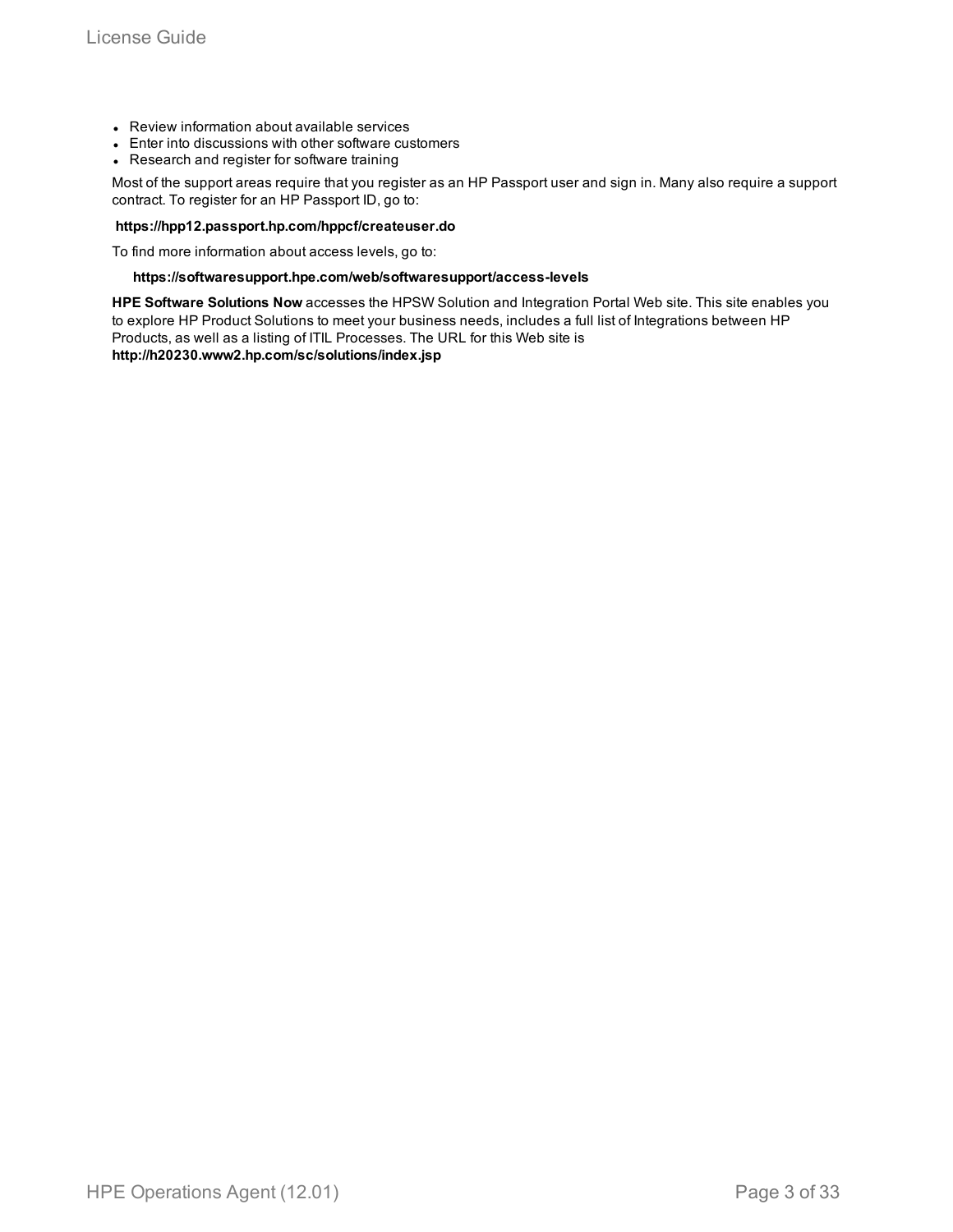- Review information about available services
- Enter into discussions with other software customers
- Research and register for software training

Most of the support areas require that you register as an HP Passport user and sign in. Many also require a support contract. To register for an HP Passport ID, go to:

**https://hpp12.passport.hp.com/hppcf/createuser.do**

To find more information about access levels, go to:

**https://softwaresupport.hpe.com/web/softwaresupport/access-levels**

**HPE Software Solutions Now** accesses the HPSW Solution and Integration Portal Web site. This site enables you to explore HP Product Solutions to meet your business needs, includes a full list of Integrations between HP Products, as well as a listing of ITIL Processes. The URL for this Web site is **http://h20230.www2.hp.com/sc/solutions/index.jsp**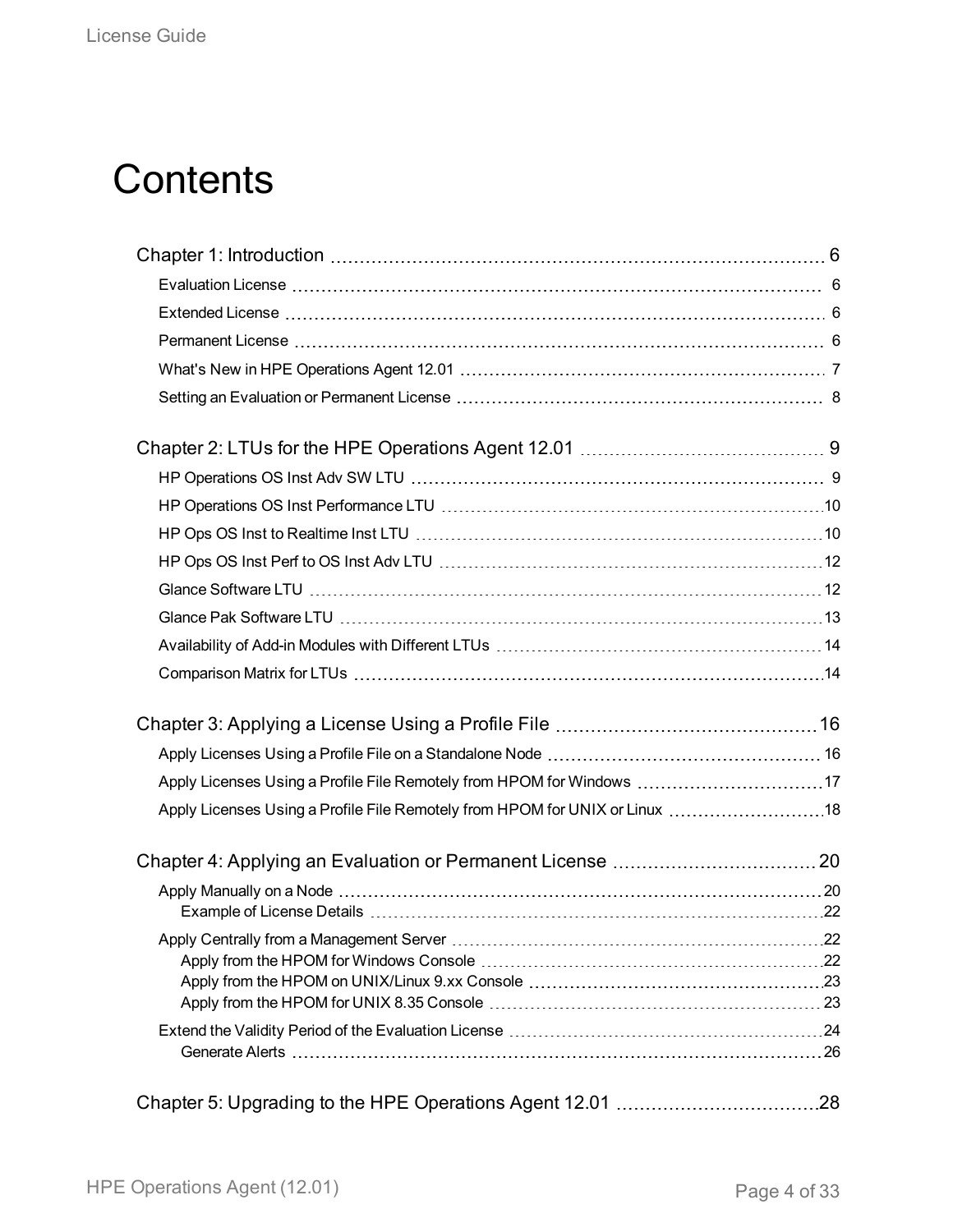# Contents

Chapter 1: Introduction 6

- Evaluation License 6
- Extended License 6
- Permanent License 6
- What's New in HPE Operations Agent 12.01 7
- Setting an Evaluation or Permanent License 8

Chapter 2: LTUs for the HPE Operations Agent 12.01 9

- HP Operations OS Inst Adv SW LTU 9
- HP Operations OS Inst Performance LTU 10
- HP Ops OS Inst to Realtime Inst LTU 10
- HP Ops OS Inst Perf to OS Inst Adv LTU 12
- Glance Software LTU 12
- Glance Pak Software LTU 13
- Availability of Add-in Modules with Different LTUs 14
- Comparison Matrix for LTUs 14

Chapter 3: Applying a License Using a Profile File 16

- Apply Licenses Using a Profile File on a Standalone Node 16
- Apply Licenses Using a Profile File Remotely from HPOM for Windows 17
- Apply Licenses Using a Profile File Remotely from HPOM for UNIX or Linux 18

Chapter 4: Applying an Evaluation or Permanent License 20

- Apply Manually on a Node 20
  - Example of License Details 22
- Apply Centrally from a Management Server 22
  - Apply from the HPOM for Windows Console 22
  - Apply from the HPOM on UNIX/Linux 9.xx Console 23
  - Apply from the HPOM for UNIX 8.35 Console 23
- Extend the Validity Period of the Evaluation License 24
  - Generate Alerts 26

Chapter 5: Upgrading to the HPE Operations Agent 12.01 28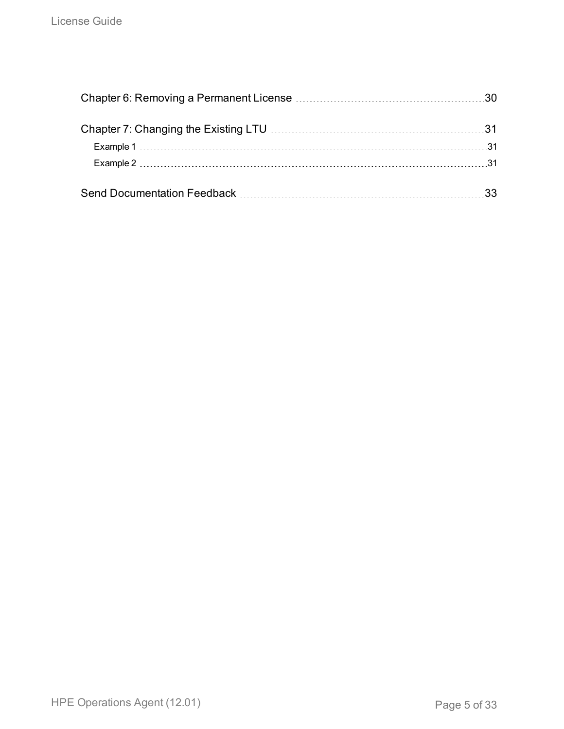Chapter 6: Removing a Permanent License ........ 30

Chapter 7: Changing the Existing LTU ........ 31

- Example 1 ........ 31
- Example 2 ........ 31

Send Documentation Feedback ........ 33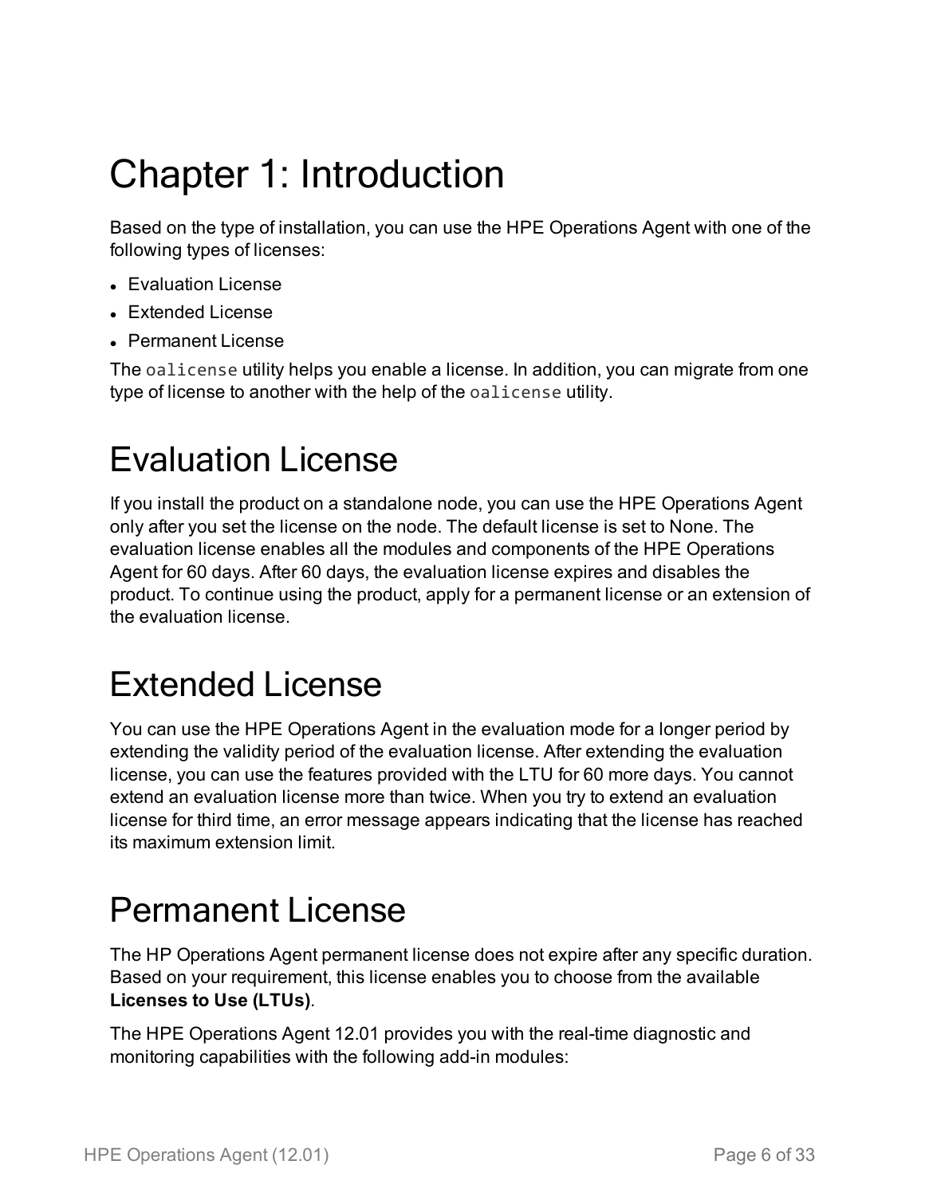# Chapter 1: Introduction

Based on the type of installation, you can use the HPE Operations Agent with one of the following types of licenses:

- Evaluation License
- Extended License
- Permanent License

The `oalicense` utility helps you enable a license. In addition, you can migrate from one type of license to another with the help of the `oalicense` utility.

## Evaluation License

If you install the product on a standalone node, you can use the HPE Operations Agent only after you set the license on the node. The default license is set to None. The evaluation license enables all the modules and components of the HPE Operations Agent for 60 days. After 60 days, the evaluation license expires and disables the product. To continue using the product, apply for a permanent license or an extension of the evaluation license.

## Extended License

You can use the HPE Operations Agent in the evaluation mode for a longer period by extending the validity period of the evaluation license. After extending the evaluation license, you can use the features provided with the LTU for 60 more days. You cannot extend an evaluation license more than twice. When you try to extend an evaluation license for third time, an error message appears indicating that the license has reached its maximum extension limit.

## Permanent License

The HP Operations Agent permanent license does not expire after any specific duration. Based on your requirement, this license enables you to choose from the available **Licenses to Use (LTUs)**.

The HPE Operations Agent 12.01 provides you with the real-time diagnostic and monitoring capabilities with the following add-in modules: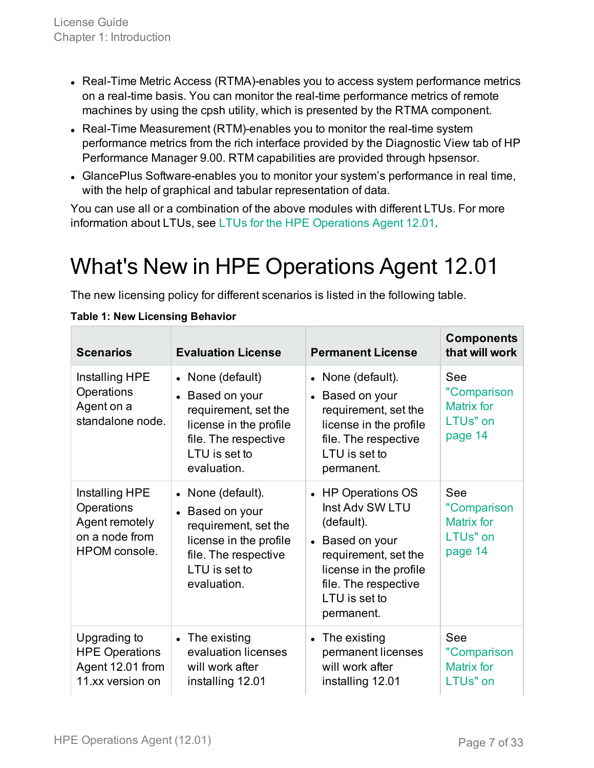- Real-Time Metric Access (RTMA)-enables you to access system performance metrics on a real-time basis. You can monitor the real-time performance metrics of remote machines by using the cpsh utility, which is presented by the RTMA component.
- Real-Time Measurement (RTM)-enables you to monitor the real-time system performance metrics from the rich interface provided by the Diagnostic View tab of HP Performance Manager 9.00. RTM capabilities are provided through hpsensor.
- GlancePlus Software-enables you to monitor your system's performance in real time, with the help of graphical and tabular representation of data.

You can use all or a combination of the above modules with different LTUs. For more information about LTUs, see LTUs for the HPE Operations Agent 12.01.

# What's New in HPE Operations Agent 12.01

The new licensing policy for different scenarios is listed in the following table.

**Table 1: New Licensing Behavior**

| Scenarios | Evaluation License | Permanent License | Components that will work |
|---|---|---|---|
| Installing HPE Operations Agent on a standalone node. | • None (default)<br>• Based on your requirement, set the license in the profile file. The respective LTU is set to evaluation. | • None (default).<br>• Based on your requirement, set the license in the profile file. The respective LTU is set to permanent. | See "Comparison Matrix for LTUs" on page 14 |
| Installing HPE Operations Agent remotely on a node from HPOM console. | • None (default).<br>• Based on your requirement, set the license in the profile file. The respective LTU is set to evaluation. | • HP Operations OS Inst Adv SW LTU (default).<br>• Based on your requirement, set the license in the profile file. The respective LTU is set to permanent. | See "Comparison Matrix for LTUs" on page 14 |
| Upgrading to HPE Operations Agent 12.01 from 11.xx version on | • The existing evaluation licenses will work after installing 12.01 | • The existing permanent licenses will work after installing 12.01 | See "Comparison Matrix for LTUs" on |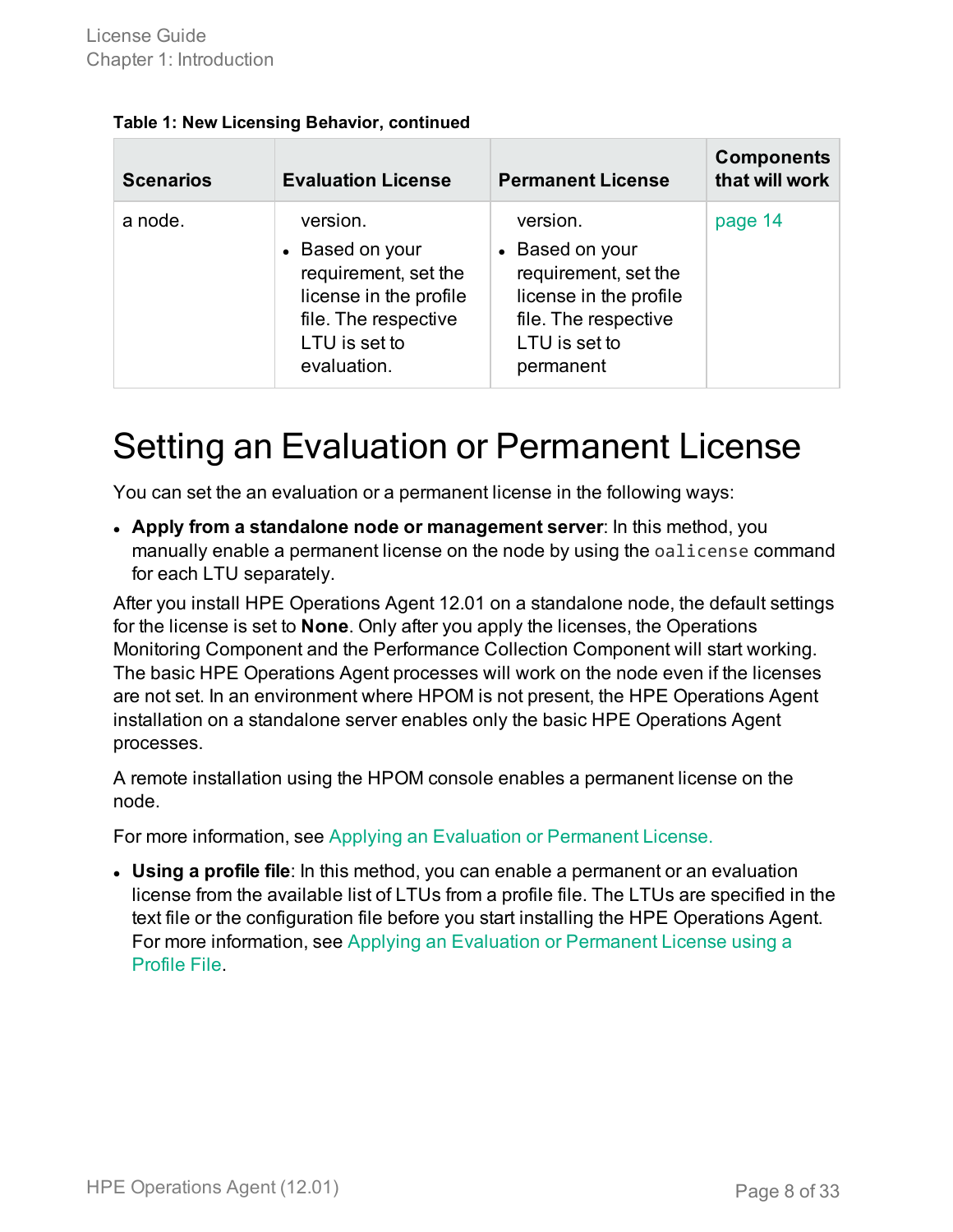**Table 1: New Licensing Behavior, continued**

| Scenarios | Evaluation License | Permanent License | Components that will work |
|---|---|---|---|
| a node. | version.<br>• Based on your requirement, set the license in the profile file. The respective LTU is set to evaluation. | version.<br>• Based on your requirement, set the license in the profile file. The respective LTU is set to permanent | page 14 |

# Setting an Evaluation or Permanent License

You can set the an evaluation or a permanent license in the following ways:

- **Apply from a standalone node or management server**: In this method, you manually enable a permanent license on the node by using the `oalicense` command for each LTU separately.

After you install HPE Operations Agent 12.01 on a standalone node, the default settings for the license is set to **None**. Only after you apply the licenses, the Operations Monitoring Component and the Performance Collection Component will start working. The basic HPE Operations Agent processes will work on the node even if the licenses are not set. In an environment where HPOM is not present, the HPE Operations Agent installation on a standalone server enables only the basic HPE Operations Agent processes.

A remote installation using the HPOM console enables a permanent license on the node.

For more information, see Applying an Evaluation or Permanent License.

- **Using a profile file**: In this method, you can enable a permanent or an evaluation license from the available list of LTUs from a profile file. The LTUs are specified in the text file or the configuration file before you start installing the HPE Operations Agent. For more information, see Applying an Evaluation or Permanent License using a Profile File.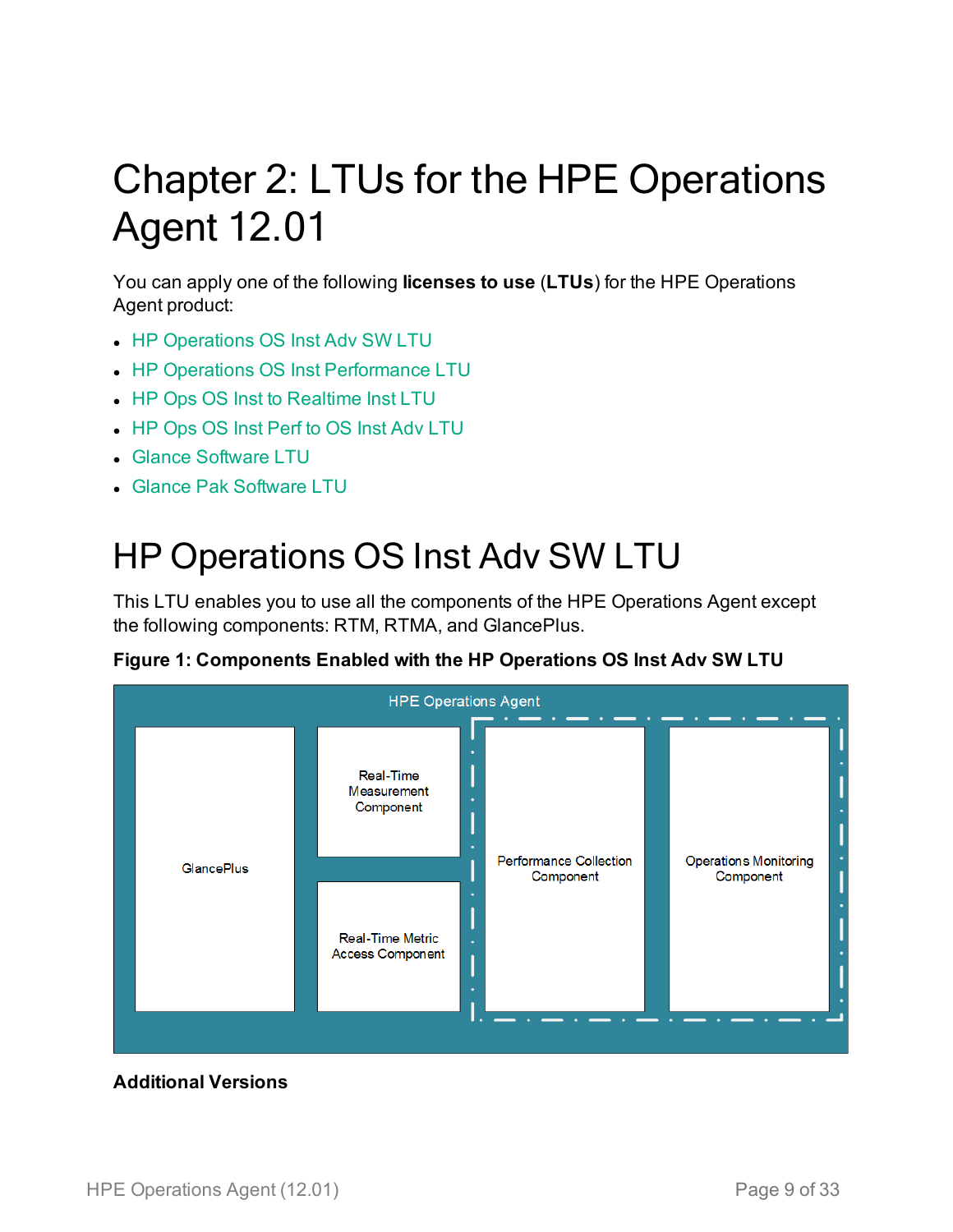# Chapter 2: LTUs for the HPE Operations Agent 12.01

You can apply one of the following **licenses to use** (**LTUs**) for the HPE Operations Agent product:

- HP Operations OS Inst Adv SW LTU
- HP Operations OS Inst Performance LTU
- HP Ops OS Inst to Realtime Inst LTU
- HP Ops OS Inst Perf to OS Inst Adv LTU
- Glance Software LTU
- Glance Pak Software LTU

## HP Operations OS Inst Adv SW LTU

This LTU enables you to use all the components of the HPE Operations Agent except the following components: RTM, RTMA, and GlancePlus.

**Figure 1: Components Enabled with the HP Operations OS Inst Adv SW LTU**

HPE Operations Agent

GlancePlus

Real-Time Measurement Component

Real-Time Metric Access Component

Performance Collection Component

Operations Monitoring Component

**Additional Versions**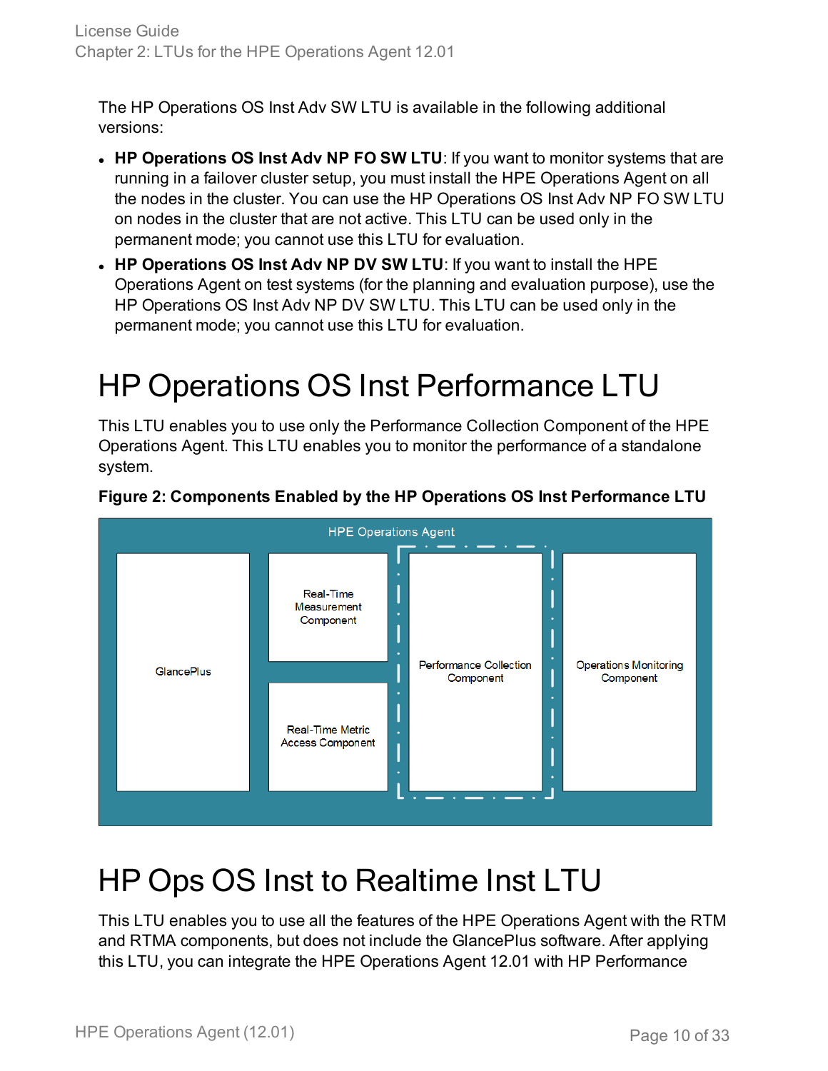The HP Operations OS Inst Adv SW LTU is available in the following additional versions:

- **HP Operations OS Inst Adv NP FO SW LTU**: If you want to monitor systems that are running in a failover cluster setup, you must install the HPE Operations Agent on all the nodes in the cluster. You can use the HP Operations OS Inst Adv NP FO SW LTU on nodes in the cluster that are not active. This LTU can be used only in the permanent mode; you cannot use this LTU for evaluation.
- **HP Operations OS Inst Adv NP DV SW LTU**: If you want to install the HPE Operations Agent on test systems (for the planning and evaluation purpose), use the HP Operations OS Inst Adv NP DV SW LTU. This LTU can be used only in the permanent mode; you cannot use this LTU for evaluation.

# HP Operations OS Inst Performance LTU

This LTU enables you to use only the Performance Collection Component of the HPE Operations Agent. This LTU enables you to monitor the performance of a standalone system.

**Figure 2: Components Enabled by the HP Operations OS Inst Performance LTU**

HPE Operations Agent

GlancePlus

Real-Time Measurement Component

Real-Time Metric Access Component

Performance Collection Component

Operations Monitoring Component

# HP Ops OS Inst to Realtime Inst LTU

This LTU enables you to use all the features of the HPE Operations Agent with the RTM and RTMA components, but does not include the GlancePlus software. After applying this LTU, you can integrate the HPE Operations Agent 12.01 with HP Performance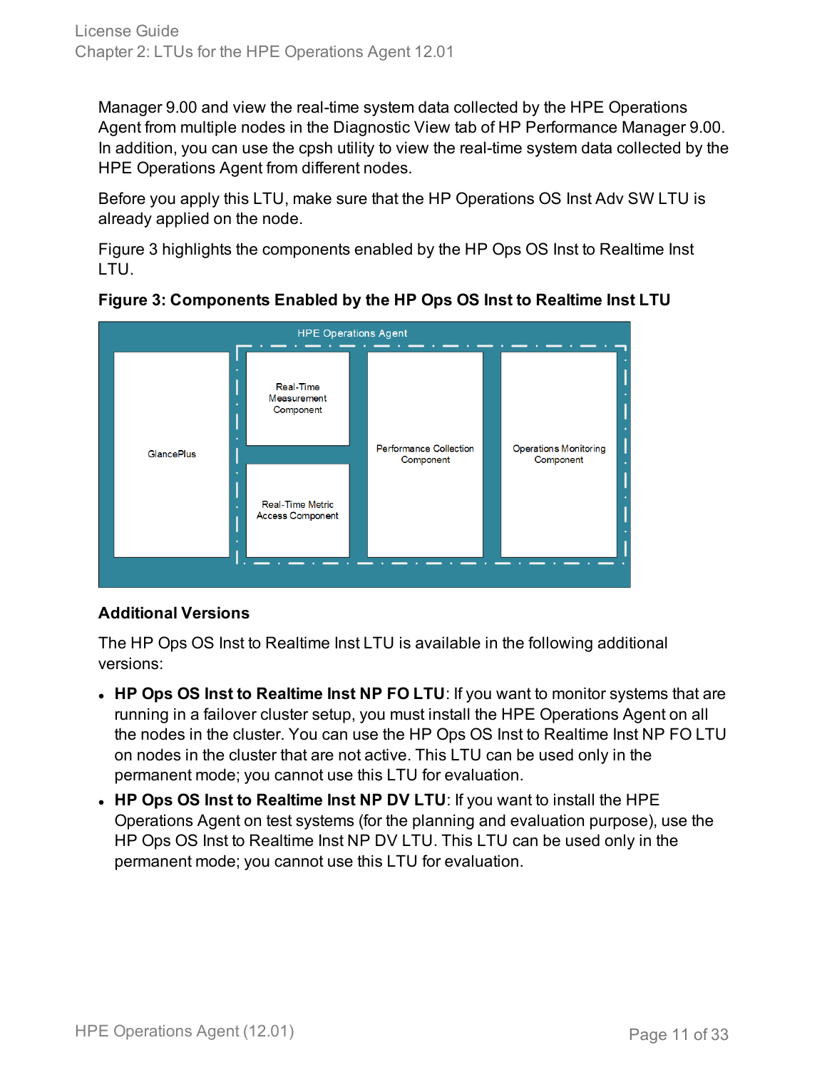Manager 9.00 and view the real-time system data collected by the HPE Operations Agent from multiple nodes in the Diagnostic View tab of HP Performance Manager 9.00. In addition, you can use the cpsh utility to view the real-time system data collected by the HPE Operations Agent from different nodes.

Before you apply this LTU, make sure that the HP Operations OS Inst Adv SW LTU is already applied on the node.

Figure 3 highlights the components enabled by the HP Ops OS Inst to Realtime Inst LTU.

**Figure 3: Components Enabled by the HP Ops OS Inst to Realtime Inst LTU**

HPE Operations Agent

GlancePlus

Real-Time Measurement Component

Real-Time Metric Access Component

Performance Collection Component

Operations Monitoring Component

**Additional Versions**

The HP Ops OS Inst to Realtime Inst LTU is available in the following additional versions:

- **HP Ops OS Inst to Realtime Inst NP FO LTU**: If you want to monitor systems that are running in a failover cluster setup, you must install the HPE Operations Agent on all the nodes in the cluster. You can use the HP Ops OS Inst to Realtime Inst NP FO LTU on nodes in the cluster that are not active. This LTU can be used only in the permanent mode; you cannot use this LTU for evaluation.
- **HP Ops OS Inst to Realtime Inst NP DV LTU**: If you want to install the HPE Operations Agent on test systems (for the planning and evaluation purpose), use the HP Ops OS Inst to Realtime Inst NP DV LTU. This LTU can be used only in the permanent mode; you cannot use this LTU for evaluation.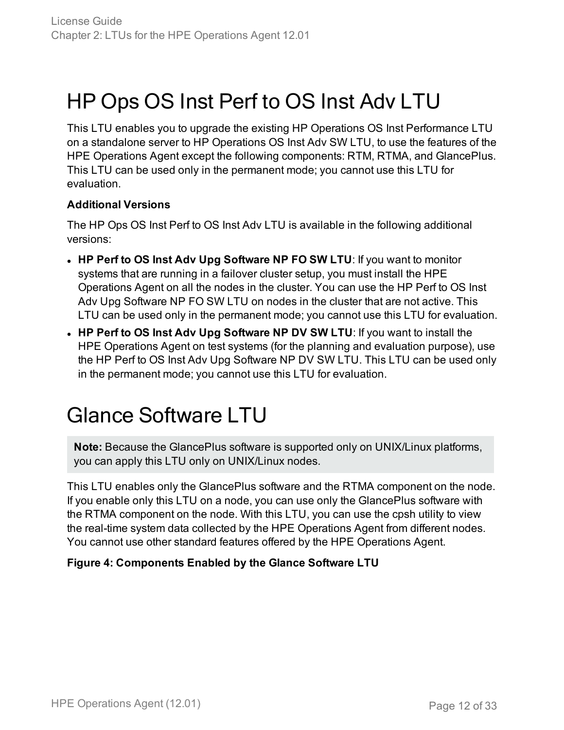# HP Ops OS Inst Perf to OS Inst Adv LTU

This LTU enables you to upgrade the existing HP Operations OS Inst Performance LTU on a standalone server to HP Operations OS Inst Adv SW LTU, to use the features of the HPE Operations Agent except the following components: RTM, RTMA, and GlancePlus. This LTU can be used only in the permanent mode; you cannot use this LTU for evaluation.

**Additional Versions**

The HP Ops OS Inst Perf to OS Inst Adv LTU is available in the following additional versions:

- **HP Perf to OS Inst Adv Upg Software NP FO SW LTU**: If you want to monitor systems that are running in a failover cluster setup, you must install the HPE Operations Agent on all the nodes in the cluster. You can use the HP Perf to OS Inst Adv Upg Software NP FO SW LTU on nodes in the cluster that are not active. This LTU can be used only in the permanent mode; you cannot use this LTU for evaluation.
- **HP Perf to OS Inst Adv Upg Software NP DV SW LTU**: If you want to install the HPE Operations Agent on test systems (for the planning and evaluation purpose), use the HP Perf to OS Inst Adv Upg Software NP DV SW LTU. This LTU can be used only in the permanent mode; you cannot use this LTU for evaluation.

# Glance Software LTU

> **Note:** Because the GlancePlus software is supported only on UNIX/Linux platforms, you can apply this LTU only on UNIX/Linux nodes.

This LTU enables only the GlancePlus software and the RTMA component on the node. If you enable only this LTU on a node, you can use only the GlancePlus software with the RTMA component on the node. With this LTU, you can use the cpsh utility to view the real-time system data collected by the HPE Operations Agent from different nodes. You cannot use other standard features offered by the HPE Operations Agent.

**Figure 4: Components Enabled by the Glance Software LTU**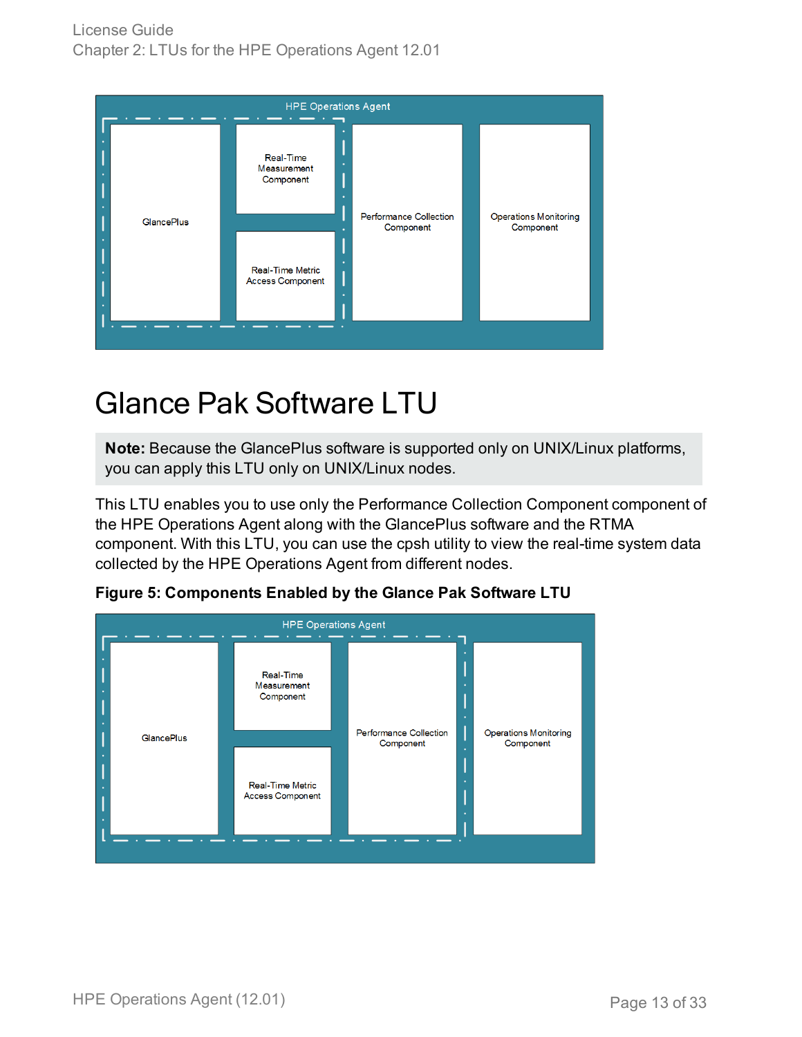HPE Operations Agent

GlancePlus

Real-Time Measurement Component

Real-Time Metric Access Component

Performance Collection Component

Operations Monitoring Component

# Glance Pak Software LTU

**Note:** Because the GlancePlus software is supported only on UNIX/Linux platforms, you can apply this LTU only on UNIX/Linux nodes.

This LTU enables you to use only the Performance Collection Component component of the HPE Operations Agent along with the GlancePlus software and the RTMA component. With this LTU, you can use the cpsh utility to view the real-time system data collected by the HPE Operations Agent from different nodes.

**Figure 5: Components Enabled by the Glance Pak Software LTU**

HPE Operations Agent

GlancePlus

Real-Time Measurement Component

Real-Time Metric Access Component

Performance Collection Component

Operations Monitoring Component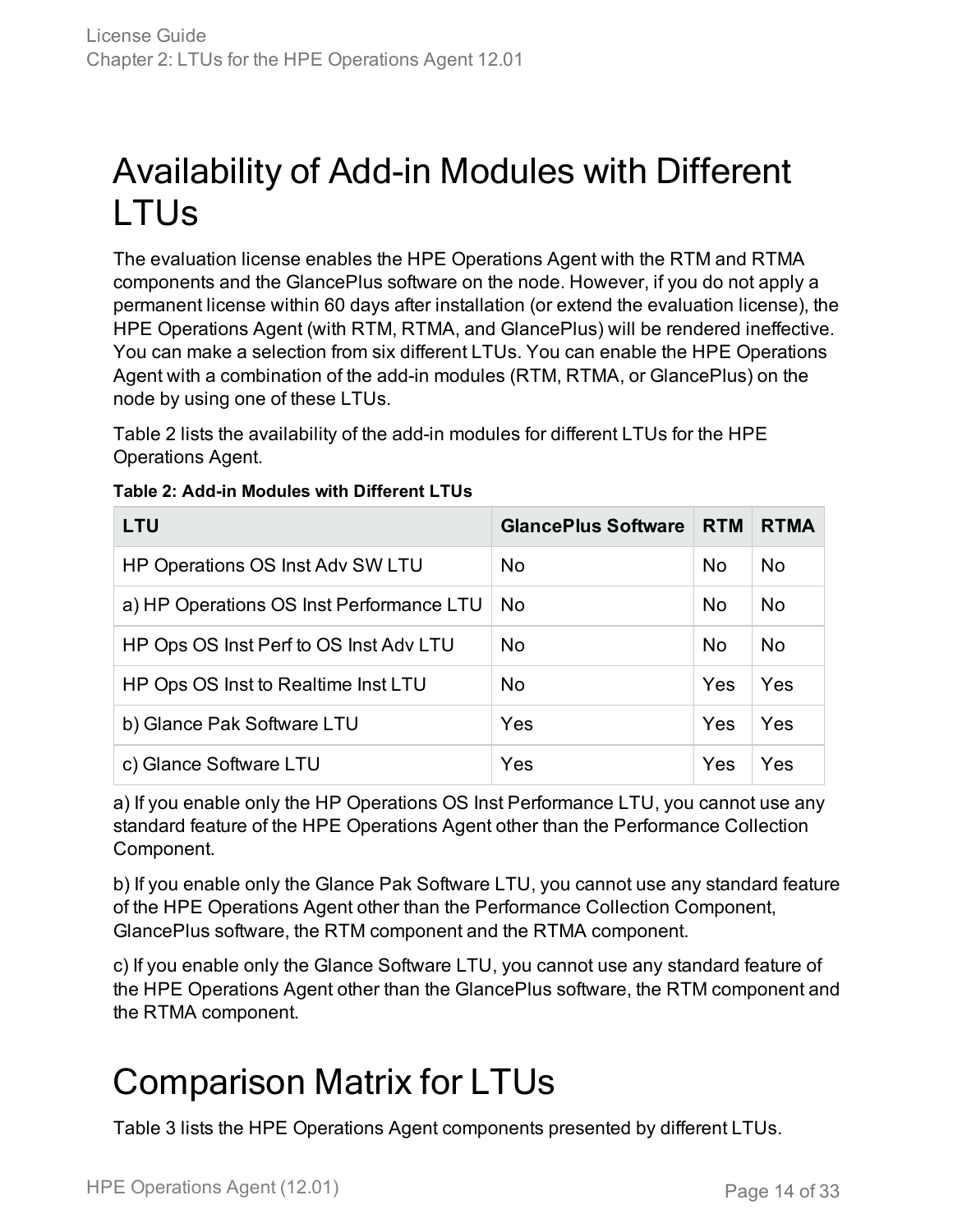# Availability of Add-in Modules with Different LTUs

The evaluation license enables the HPE Operations Agent with the RTM and RTMA components and the GlancePlus software on the node. However, if you do not apply a permanent license within 60 days after installation (or extend the evaluation license), the HPE Operations Agent (with RTM, RTMA, and GlancePlus) will be rendered ineffective. You can make a selection from six different LTUs. You can enable the HPE Operations Agent with a combination of the add-in modules (RTM, RTMA, or GlancePlus) on the node by using one of these LTUs.

Table 2 lists the availability of the add-in modules for different LTUs for the HPE Operations Agent.

**Table 2: Add-in Modules with Different LTUs**

| LTU | GlancePlus Software | RTM | RTMA |
|---|---|---|---|
| HP Operations OS Inst Adv SW LTU | No | No | No |
| a) HP Operations OS Inst Performance LTU | No | No | No |
| HP Ops OS Inst Perf to OS Inst Adv LTU | No | No | No |
| HP Ops OS Inst to Realtime Inst LTU | No | Yes | Yes |
| b) Glance Pak Software LTU | Yes | Yes | Yes |
| c) Glance Software LTU | Yes | Yes | Yes |

a) If you enable only the HP Operations OS Inst Performance LTU, you cannot use any standard feature of the HPE Operations Agent other than the Performance Collection Component.

b) If you enable only the Glance Pak Software LTU, you cannot use any standard feature of the HPE Operations Agent other than the Performance Collection Component, GlancePlus software, the RTM component and the RTMA component.

c) If you enable only the Glance Software LTU, you cannot use any standard feature of the HPE Operations Agent other than the GlancePlus software, the RTM component and the RTMA component.

# Comparison Matrix for LTUs

Table 3 lists the HPE Operations Agent components presented by different LTUs.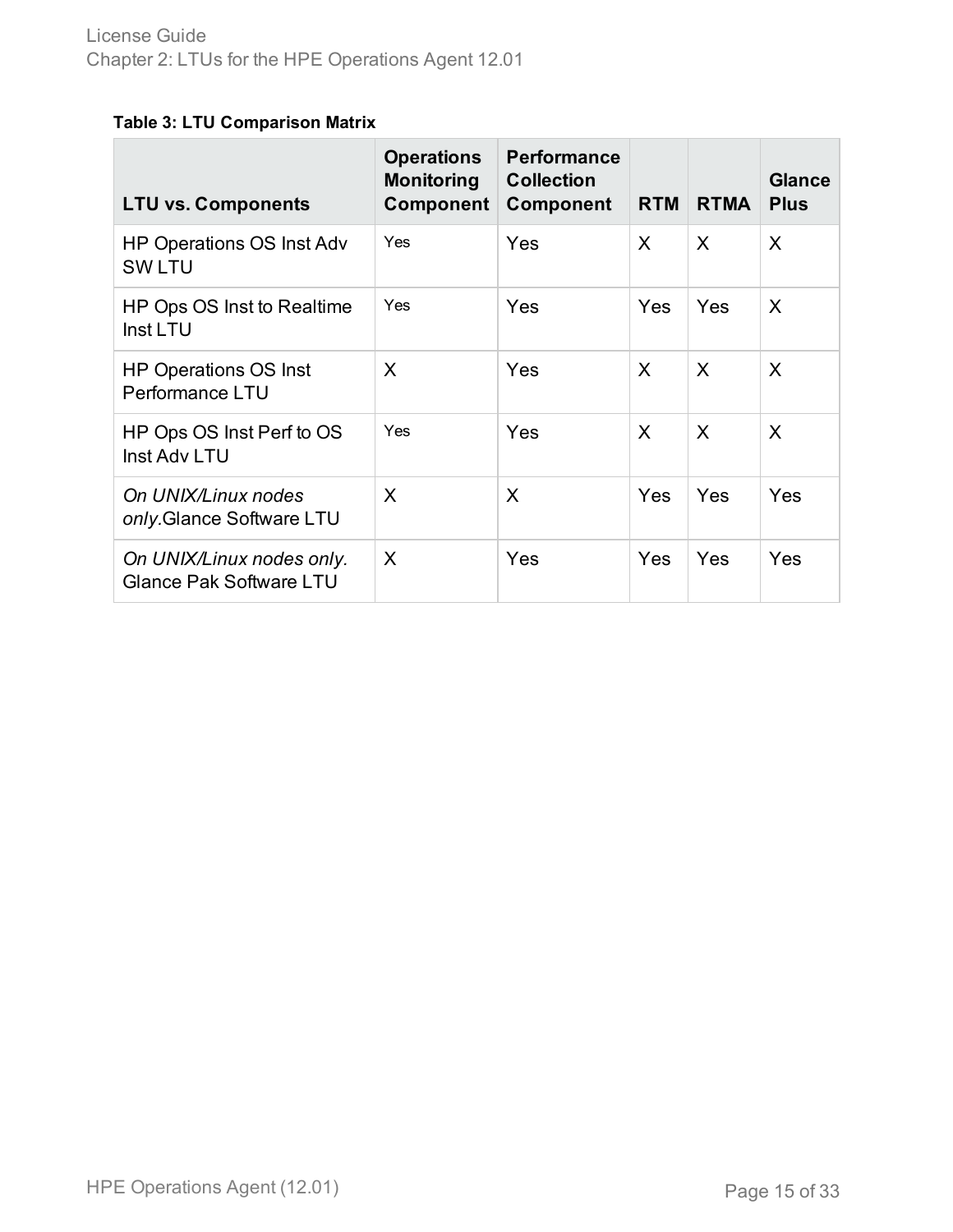**Table 3: LTU Comparison Matrix**

| LTU vs. Components | Operations Monitoring Component | Performance Collection Component | RTM | RTMA | Glance Plus |
|---|---|---|---|---|---|
| HP Operations OS Inst Adv SW LTU | Yes | Yes | X | X | X |
| HP Ops OS Inst to Realtime Inst LTU | Yes | Yes | Yes | Yes | X |
| HP Operations OS Inst Performance LTU | X | Yes | X | X | X |
| HP Ops OS Inst Perf to OS Inst Adv LTU | Yes | Yes | X | X | X |
| *On UNIX/Linux nodes only.*Glance Software LTU | X | X | Yes | Yes | Yes |
| *On UNIX/Linux nodes only.* Glance Pak Software LTU | X | Yes | Yes | Yes | Yes |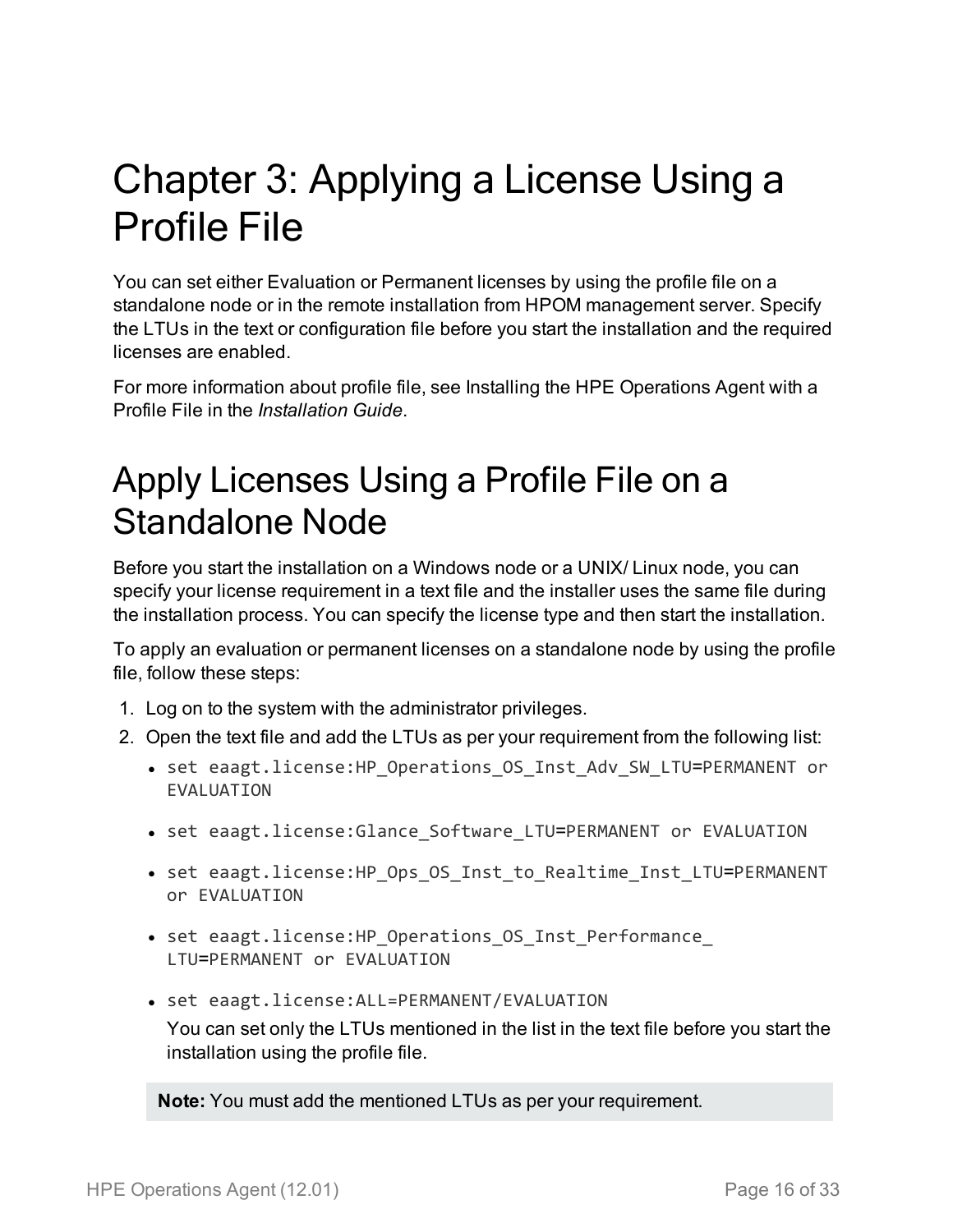# Chapter 3: Applying a License Using a Profile File

You can set either Evaluation or Permanent licenses by using the profile file on a standalone node or in the remote installation from HPOM management server. Specify the LTUs in the text or configuration file before you start the installation and the required licenses are enabled.

For more information about profile file, see Installing the HPE Operations Agent with a Profile File in the *Installation Guide*.

## Apply Licenses Using a Profile File on a Standalone Node

Before you start the installation on a Windows node or a UNIX/ Linux node, you can specify your license requirement in a text file and the installer uses the same file during the installation process. You can specify the license type and then start the installation.

To apply an evaluation or permanent licenses on a standalone node by using the profile file, follow these steps:

1. Log on to the system with the administrator privileges.
2. Open the text file and add the LTUs as per your requirement from the following list:
   - `set eaagt.license:HP_Operations_OS_Inst_Adv_SW_LTU=PERMANENT or EVALUATION`
   - `set eaagt.license:Glance_Software_LTU=PERMANENT or EVALUATION`
   - `set eaagt.license:HP_Ops_OS_Inst_to_Realtime_Inst_LTU=PERMANENT or EVALUATION`
   - `set eaagt.license:HP_Operations_OS_Inst_Performance_LTU=PERMANENT or EVALUATION`
   - `set eaagt.license:ALL=PERMANENT/EVALUATION`

     You can set only the LTUs mentioned in the list in the text file before you start the installation using the profile file.

   **Note:** You must add the mentioned LTUs as per your requirement.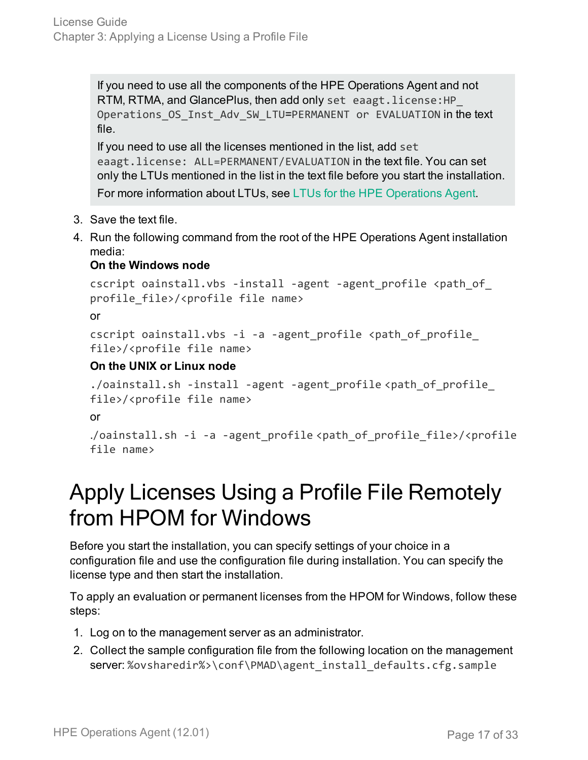> If you need to use all the components of the HPE Operations Agent and not RTM, RTMA, and GlancePlus, then add only `set eaagt.license:HP_Operations_OS_Inst_Adv_SW_LTU=PERMANENT or EVALUATION` in the text file.
>
> If you need to use all the licenses mentioned in the list, add `set eaagt.license: ALL=PERMANENT/EVALUATION` in the text file. You can set only the LTUs mentioned in the list in the text file before you start the installation.
>
> For more information about LTUs, see LTUs for the HPE Operations Agent.

3. Save the text file.
4. Run the following command from the root of the HPE Operations Agent installation media:

   **On the Windows node**

   ```
   cscript oainstall.vbs -install -agent -agent_profile <path_of_profile_file>/<profile file name>
   ```

   or

   ```
   cscript oainstall.vbs -i -a -agent_profile <path_of_profile_file>/<profile file name>
   ```

   **On the UNIX or Linux node**

   ```
   ./oainstall.sh -install -agent -agent_profile <path_of_profile_file>/<profile file name>
   ```

   or

   ```
   ./oainstall.sh -i -a -agent_profile <path_of_profile_file>/<profile file name>
   ```

# Apply Licenses Using a Profile File Remotely from HPOM for Windows

Before you start the installation, you can specify settings of your choice in a configuration file and use the configuration file during installation. You can specify the license type and then start the installation.

To apply an evaluation or permanent licenses from the HPOM for Windows, follow these steps:

1. Log on to the management server as an administrator.
2. Collect the sample configuration file from the following location on the management server: `%ovsharedir%>\conf\PMAD\agent_install_defaults.cfg.sample`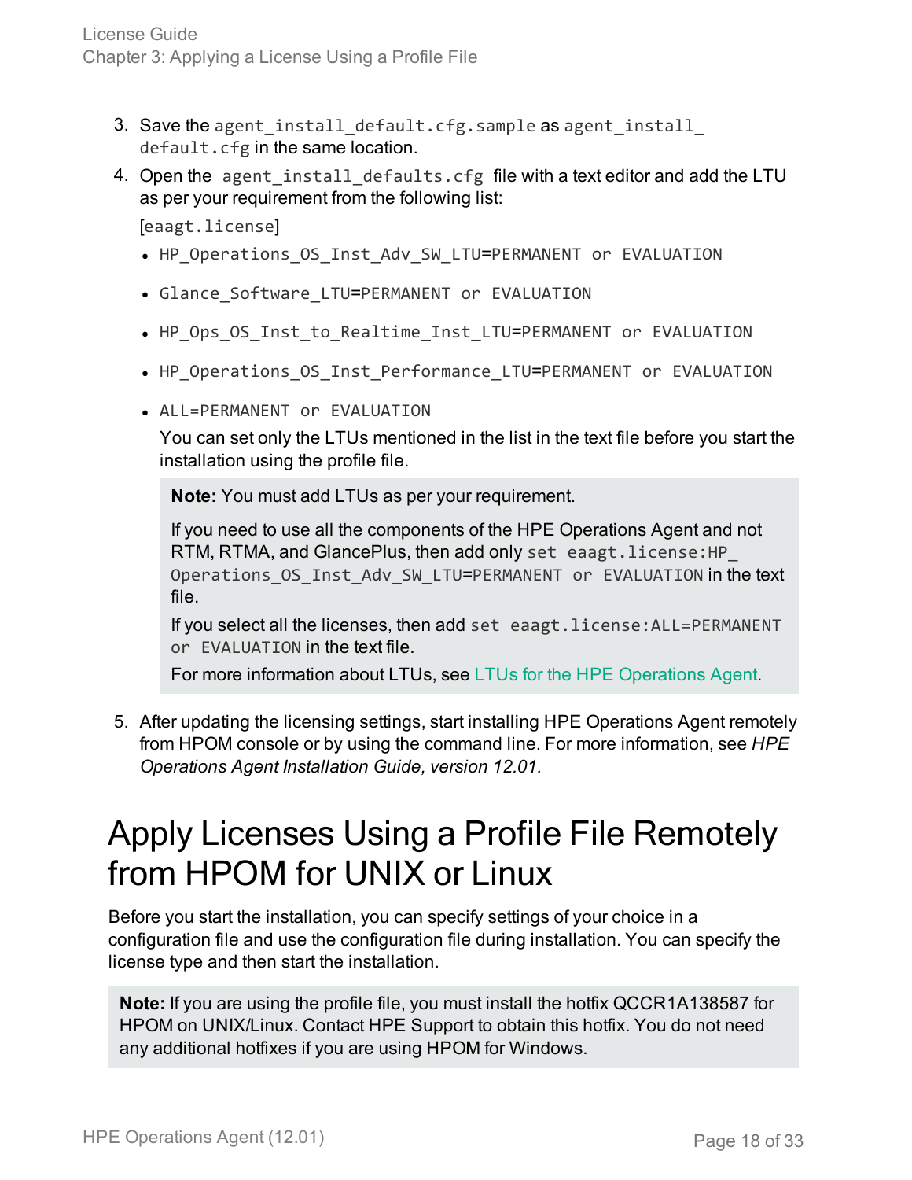3. Save the `agent_install_default.cfg.sample` as `agent_install_default.cfg` in the same location.
4. Open the `agent_install_defaults.cfg` file with a text editor and add the LTU as per your requirement from the following list:

   `[eaagt.license]`

   - `HP_Operations_OS_Inst_Adv_SW_LTU=PERMANENT or EVALUATION`
   - `Glance_Software_LTU=PERMANENT or EVALUATION`
   - `HP_Ops_OS_Inst_to_Realtime_Inst_LTU=PERMANENT or EVALUATION`
   - `HP_Operations_OS_Inst_Performance_LTU=PERMANENT or EVALUATION`
   - `ALL=PERMANENT or EVALUATION`

     You can set only the LTUs mentioned in the list in the text file before you start the installation using the profile file.

   > **Note:** You must add LTUs as per your requirement.
   >
   > If you need to use all the components of the HPE Operations Agent and not RTM, RTMA, and GlancePlus, then add only `set eaagt.license:HP_Operations_OS_Inst_Adv_SW_LTU=PERMANENT or EVALUATION` in the text file.
   >
   > If you select all the licenses, then add `set eaagt.license:ALL=PERMANENT or EVALUATION` in the text file.
   >
   > For more information about LTUs, see LTUs for the HPE Operations Agent.

5. After updating the licensing settings, start installing HPE Operations Agent remotely from HPOM console or by using the command line. For more information, see *HPE Operations Agent Installation Guide, version 12.01.*

# Apply Licenses Using a Profile File Remotely from HPOM for UNIX or Linux

Before you start the installation, you can specify settings of your choice in a configuration file and use the configuration file during installation. You can specify the license type and then start the installation.

> **Note:** If you are using the profile file, you must install the hotfix QCCR1A138587 for HPOM on UNIX/Linux. Contact HPE Support to obtain this hotfix. You do not need any additional hotfixes if you are using HPOM for Windows.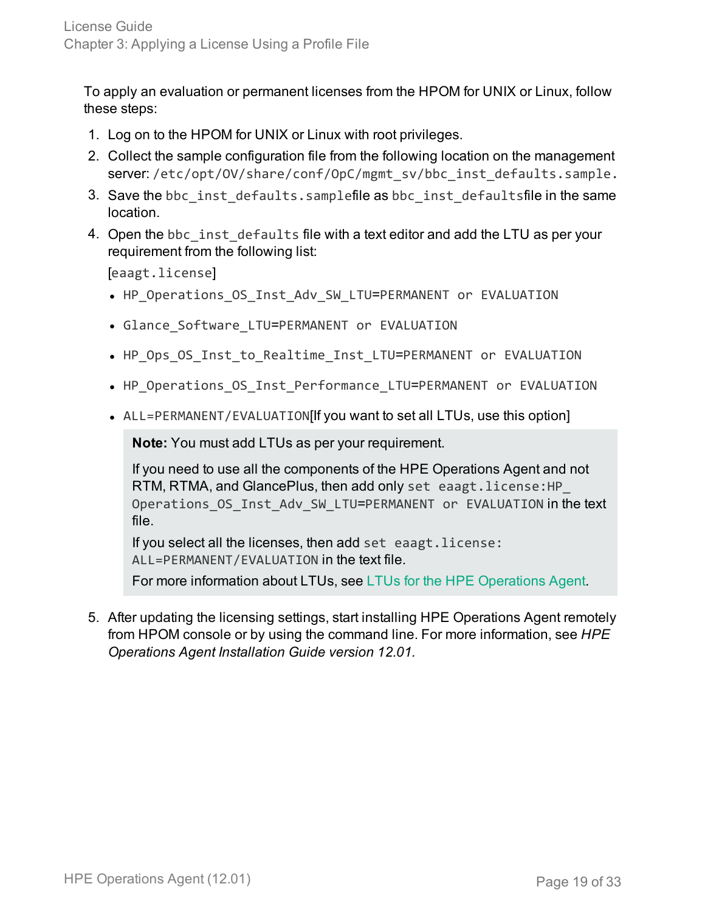To apply an evaluation or permanent licenses from the HPOM for UNIX or Linux, follow these steps:

1. Log on to the HPOM for UNIX or Linux with root privileges.
2. Collect the sample configuration file from the following location on the management server: `/etc/opt/OV/share/conf/OpC/mgmt_sv/bbc_inst_defaults.sample`.
3. Save the `bbc_inst_defaults.sample`file as `bbc_inst_defaults`file in the same location.
4. Open the `bbc_inst_defaults` file with a text editor and add the LTU as per your requirement from the following list:

   [`eaagt.license`]

   - `HP_Operations_OS_Inst_Adv_SW_LTU=PERMANENT or EVALUATION`
   - `Glance_Software_LTU=PERMANENT or EVALUATION`
   - `HP_Ops_OS_Inst_to_Realtime_Inst_LTU=PERMANENT or EVALUATION`
   - `HP_Operations_OS_Inst_Performance_LTU=PERMANENT or EVALUATION`
   - `ALL=PERMANENT/EVALUATION`[If you want to set all LTUs, use this option]

   > **Note:** You must add LTUs as per your requirement.
   >
   > If you need to use all the components of the HPE Operations Agent and not RTM, RTMA, and GlancePlus, then add only `set eaagt.license:HP_Operations_OS_Inst_Adv_SW_LTU=PERMANENT or EVALUATION` in the text file.
   >
   > If you select all the licenses, then add `set eaagt.license: ALL=PERMANENT/EVALUATION` in the text file.
   >
   > For more information about LTUs, see LTUs for the HPE Operations Agent.

5. After updating the licensing settings, start installing HPE Operations Agent remotely from HPOM console or by using the command line. For more information, see *HPE Operations Agent Installation Guide version 12.01*.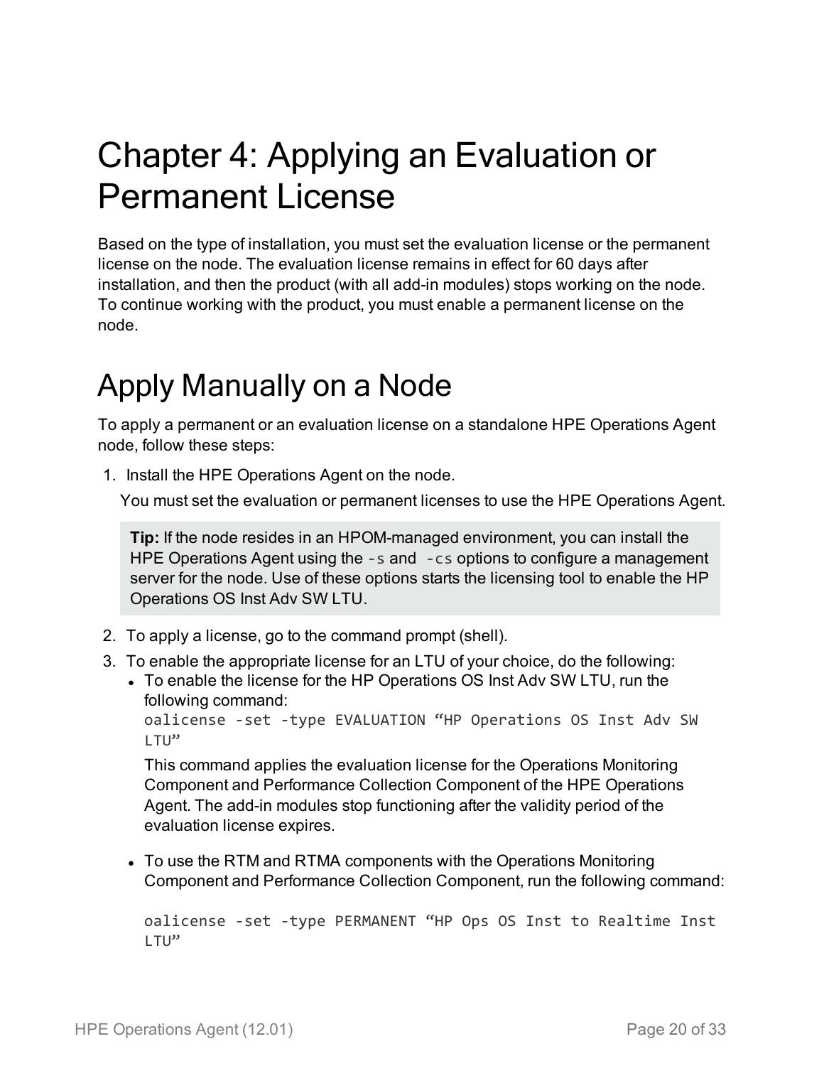# Chapter 4: Applying an Evaluation or Permanent License

Based on the type of installation, you must set the evaluation license or the permanent license on the node. The evaluation license remains in effect for 60 days after installation, and then the product (with all add-in modules) stops working on the node. To continue working with the product, you must enable a permanent license on the node.

## Apply Manually on a Node

To apply a permanent or an evaluation license on a standalone HPE Operations Agent node, follow these steps:

1. Install the HPE Operations Agent on the node.

   You must set the evaluation or permanent licenses to use the HPE Operations Agent.

   > **Tip:** If the node resides in an HPOM-managed environment, you can install the HPE Operations Agent using the `-s` and `-cs` options to configure a management server for the node. Use of these options starts the licensing tool to enable the HP Operations OS Inst Adv SW LTU.

2. To apply a license, go to the command prompt (shell).
3. To enable the appropriate license for an LTU of your choice, do the following:
   - To enable the license for the HP Operations OS Inst Adv SW LTU, run the following command:

     ```
     oalicense -set -type EVALUATION “HP Operations OS Inst Adv SW LTU”
     ```

     This command applies the evaluation license for the Operations Monitoring Component and Performance Collection Component of the HPE Operations Agent. The add-in modules stop functioning after the validity period of the evaluation license expires.

   - To use the RTM and RTMA components with the Operations Monitoring Component and Performance Collection Component, run the following command:

     ```
     oalicense -set -type PERMANENT “HP Ops OS Inst to Realtime Inst LTU”
     ```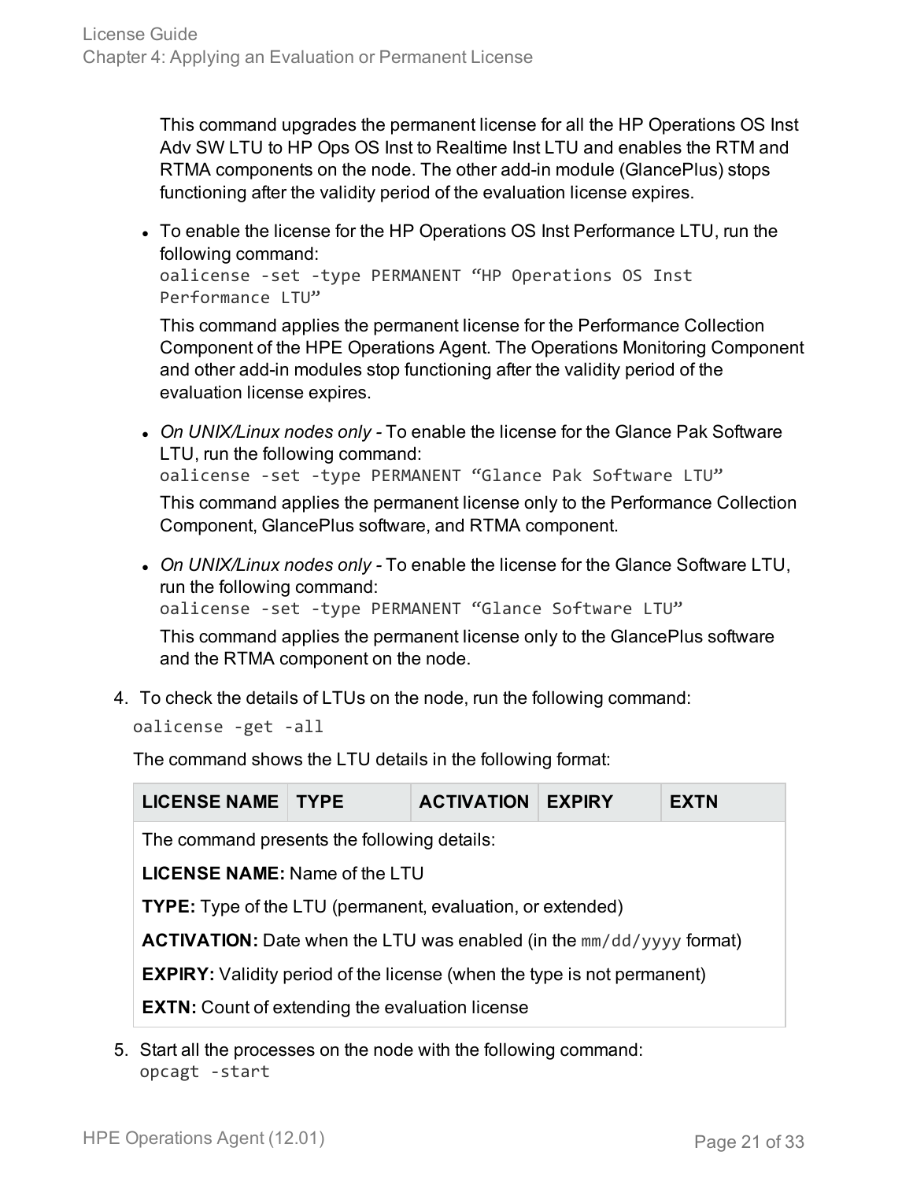This command upgrades the permanent license for all the HP Operations OS Inst Adv SW LTU to HP Ops OS Inst to Realtime Inst LTU and enables the RTM and RTMA components on the node. The other add-in module (GlancePlus) stops functioning after the validity period of the evaluation license expires.

- To enable the license for the HP Operations OS Inst Performance LTU, run the following command:
  `oalicense -set -type PERMANENT “HP Operations OS Inst Performance LTU”`

  This command applies the permanent license for the Performance Collection Component of the HPE Operations Agent. The Operations Monitoring Component and other add-in modules stop functioning after the validity period of the evaluation license expires.

- *On UNIX/Linux nodes only* - To enable the license for the Glance Pak Software LTU, run the following command:
  `oalicense -set -type PERMANENT “Glance Pak Software LTU”`

  This command applies the permanent license only to the Performance Collection Component, GlancePlus software, and RTMA component.

- *On UNIX/Linux nodes only* - To enable the license for the Glance Software LTU, run the following command:
  `oalicense -set -type PERMANENT “Glance Software LTU”`

  This command applies the permanent license only to the GlancePlus software and the RTMA component on the node.

4. To check the details of LTUs on the node, run the following command:

   `oalicense -get -all`

   The command shows the LTU details in the following format:

| LICENSE NAME | TYPE | ACTIVATION | EXPIRY | EXTN |
| --- | --- | --- | --- | --- |
| The command presents the following details: | | | | |
| **LICENSE NAME:** Name of the LTU | | | | |
| **TYPE:** Type of the LTU (permanent, evaluation, or extended) | | | | |
| **ACTIVATION:** Date when the LTU was enabled (in the `mm/dd/yyyy` format) | | | | |
| **EXPIRY:** Validity period of the license (when the type is not permanent) | | | | |
| **EXTN:** Count of extending the evaluation license | | | | |

5. Start all the processes on the node with the following command:
   `opcagt -start`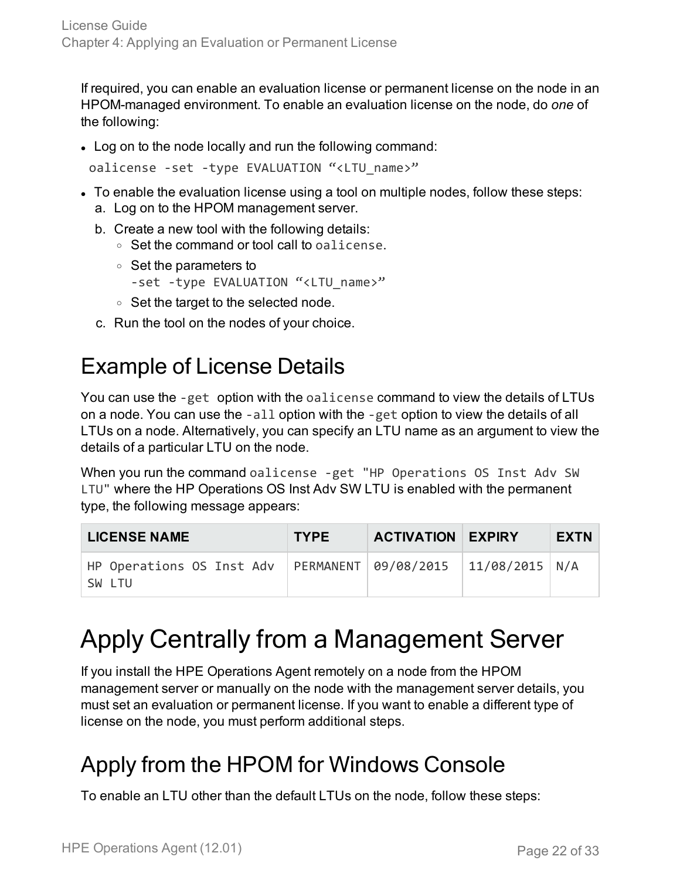If required, you can enable an evaluation license or permanent license on the node in an HPOM-managed environment. To enable an evaluation license on the node, do *one* of the following:

- Log on to the node locally and run the following command:

  ```
  oalicense -set -type EVALUATION "<LTU_name>"
  ```

- To enable the evaluation license using a tool on multiple nodes, follow these steps:
  a. Log on to the HPOM management server.
  b. Create a new tool with the following details:
     - Set the command or tool call to `oalicense`.
     - Set the parameters to
       `-set -type EVALUATION "<LTU_name>"`
     - Set the target to the selected node.
  c. Run the tool on the nodes of your choice.

## Example of License Details

You can use the `-get` option with the `oalicense` command to view the details of LTUs on a node. You can use the `-all` option with the `-get` option to view the details of all LTUs on a node. Alternatively, you can specify an LTU name as an argument to view the details of a particular LTU on the node.

When you run the command `oalicense -get "HP Operations OS Inst Adv SW LTU"` where the HP Operations OS Inst Adv SW LTU is enabled with the permanent type, the following message appears:

| LICENSE NAME | TYPE | ACTIVATION | EXPIRY | EXTN |
|---|---|---|---|---|
| HP Operations OS Inst Adv SW LTU | PERMANENT | 09/08/2015 | 11/08/2015 | N/A |

# Apply Centrally from a Management Server

If you install the HPE Operations Agent remotely on a node from the HPOM management server or manually on the node with the management server details, you must set an evaluation or permanent license. If you want to enable a different type of license on the node, you must perform additional steps.

## Apply from the HPOM for Windows Console

To enable an LTU other than the default LTUs on the node, follow these steps: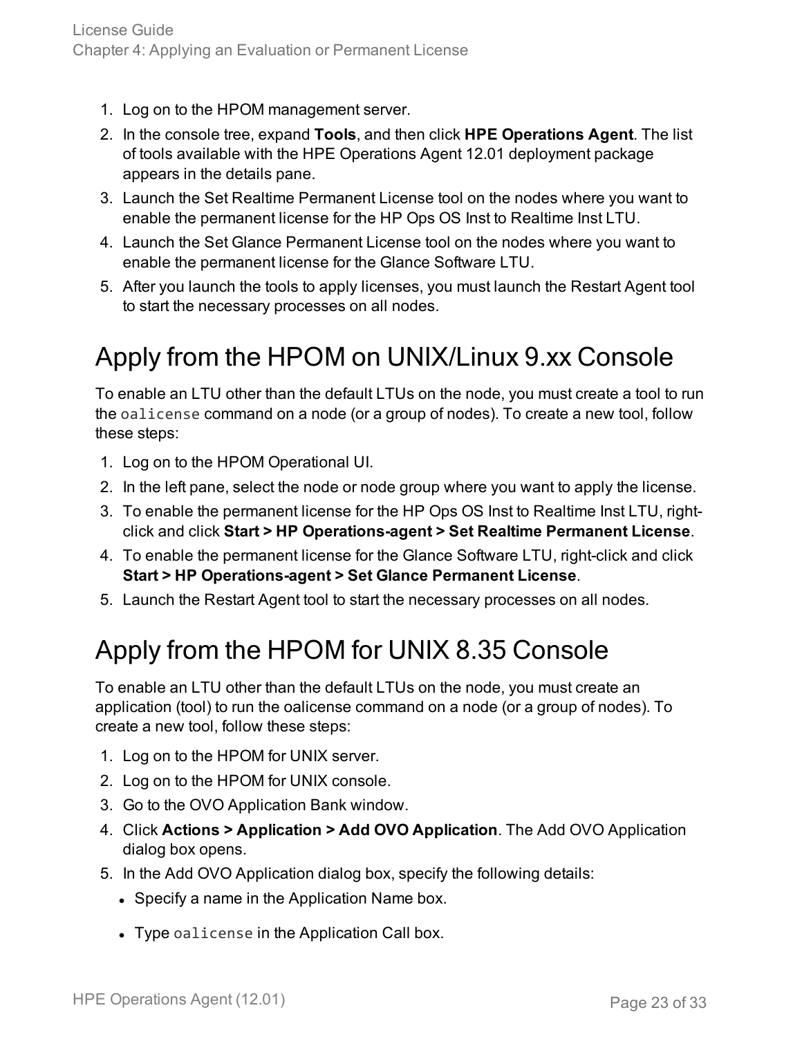1. Log on to the HPOM management server.
2. In the console tree, expand **Tools**, and then click **HPE Operations Agent**. The list of tools available with the HPE Operations Agent 12.01 deployment package appears in the details pane.
3. Launch the Set Realtime Permanent License tool on the nodes where you want to enable the permanent license for the HP Ops OS Inst to Realtime Inst LTU.
4. Launch the Set Glance Permanent License tool on the nodes where you want to enable the permanent license for the Glance Software LTU.
5. After you launch the tools to apply licenses, you must launch the Restart Agent tool to start the necessary processes on all nodes.

## Apply from the HPOM on UNIX/Linux 9.xx Console

To enable an LTU other than the default LTUs on the node, you must create a tool to run the `oalicense` command on a node (or a group of nodes). To create a new tool, follow these steps:

1. Log on to the HPOM Operational UI.
2. In the left pane, select the node or node group where you want to apply the license.
3. To enable the permanent license for the HP Ops OS Inst to Realtime Inst LTU, right-click and click **Start > HP Operations-agent > Set Realtime Permanent License**.
4. To enable the permanent license for the Glance Software LTU, right-click and click **Start > HP Operations-agent > Set Glance Permanent License**.
5. Launch the Restart Agent tool to start the necessary processes on all nodes.

## Apply from the HPOM for UNIX 8.35 Console

To enable an LTU other than the default LTUs on the node, you must create an application (tool) to run the oalicense command on a node (or a group of nodes). To create a new tool, follow these steps:

1. Log on to the HPOM for UNIX server.
2. Log on to the HPOM for UNIX console.
3. Go to the OVO Application Bank window.
4. Click **Actions > Application > Add OVO Application**. The Add OVO Application dialog box opens.
5. In the Add OVO Application dialog box, specify the following details:
   - Specify a name in the Application Name box.
   - Type `oalicense` in the Application Call box.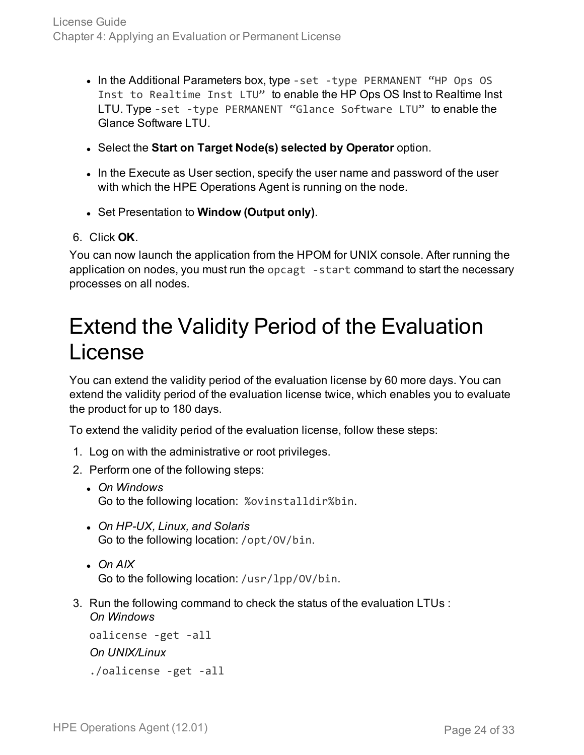- In the Additional Parameters box, type `-set -type PERMANENT “HP Ops OS Inst to Realtime Inst LTU”` to enable the HP Ops OS Inst to Realtime Inst LTU. Type `-set -type PERMANENT “Glance Software LTU”` to enable the Glance Software LTU.
- Select the **Start on Target Node(s) selected by Operator** option.
- In the Execute as User section, specify the user name and password of the user with which the HPE Operations Agent is running on the node.
- Set Presentation to **Window (Output only)**.

6. Click **OK**.

You can now launch the application from the HPOM for UNIX console. After running the application on nodes, you must run the `opcagt -start` command to start the necessary processes on all nodes.

# Extend the Validity Period of the Evaluation License

You can extend the validity period of the evaluation license by 60 more days. You can extend the validity period of the evaluation license twice, which enables you to evaluate the product for up to 180 days.

To extend the validity period of the evaluation license, follow these steps:

1. Log on with the administrative or root privileges.
2. Perform one of the following steps:
   - *On Windows*
     Go to the following location: `%ovinstalldir%bin`.
   - *On HP-UX, Linux, and Solaris*
     Go to the following location: `/opt/OV/bin`.
   - *On AIX*
     Go to the following location: `/usr/lpp/OV/bin`.
3. Run the following command to check the status of the evaluation LTUs :
   *On Windows*
   ```
   oalicense -get -all
   ```
   *On UNIX/Linux*
   ```
   ./oalicense -get -all
   ```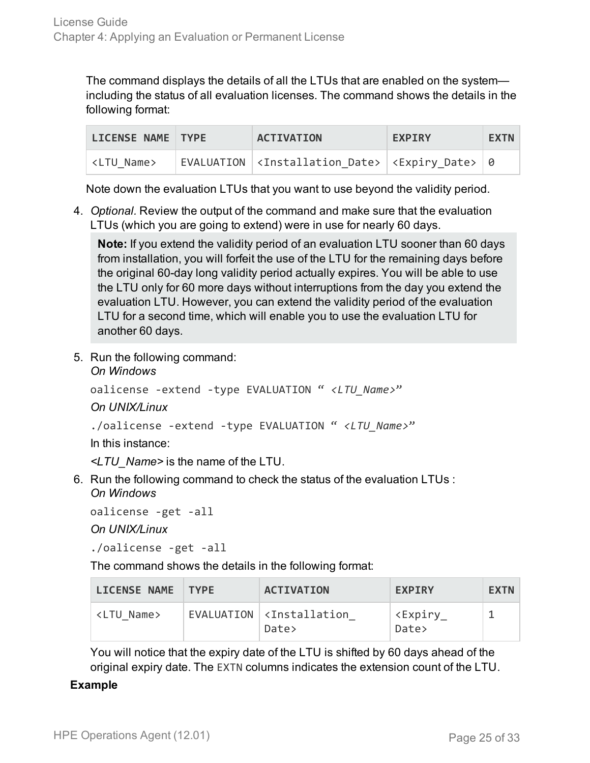The command displays the details of all the LTUs that are enabled on the system—including the status of all evaluation licenses. The command shows the details in the following format:

| LICENSE NAME | TYPE | ACTIVATION | EXPIRY | EXTN |
| --- | --- | --- | --- | --- |
| <LTU_Name> | EVALUATION | <Installation_Date> | <Expiry_Date> | 0 |

Note down the evaluation LTUs that you want to use beyond the validity period.

4. *Optional*. Review the output of the command and make sure that the evaluation LTUs (which you are going to extend) were in use for nearly 60 days.

   **Note:** If you extend the validity period of an evaluation LTU sooner than 60 days from installation, you will forfeit the use of the LTU for the remaining days before the original 60-day long validity period actually expires. You will be able to use the LTU only for 60 more days without interruptions from the day you extend the evaluation LTU. However, you can extend the validity period of the evaluation LTU for a second time, which will enable you to use the evaluation LTU for another 60 days.

5. Run the following command:

   *On Windows*

   ```
   oalicense -extend -type EVALUATION “ <LTU_Name>”
   ```

   *On UNIX/Linux*

   ```
   ./oalicense -extend -type EVALUATION “ <LTU_Name>”
   ```

   In this instance:

   *<LTU_Name>* is the name of the LTU.

6. Run the following command to check the status of the evaluation LTUs :

   *On Windows*

   ```
   oalicense -get -all
   ```

   *On UNIX/Linux*

   ```
   ./oalicense -get -all
   ```

   The command shows the details in the following format:

   | LICENSE NAME | TYPE | ACTIVATION | EXPIRY | EXTN |
   | --- | --- | --- | --- | --- |
   | <LTU_Name> | EVALUATION | <Installation_Date> | <Expiry_Date> | 1 |

   You will notice that the expiry date of the LTU is shifted by 60 days ahead of the original expiry date. The `EXTN` columns indicates the extension count of the LTU.

**Example**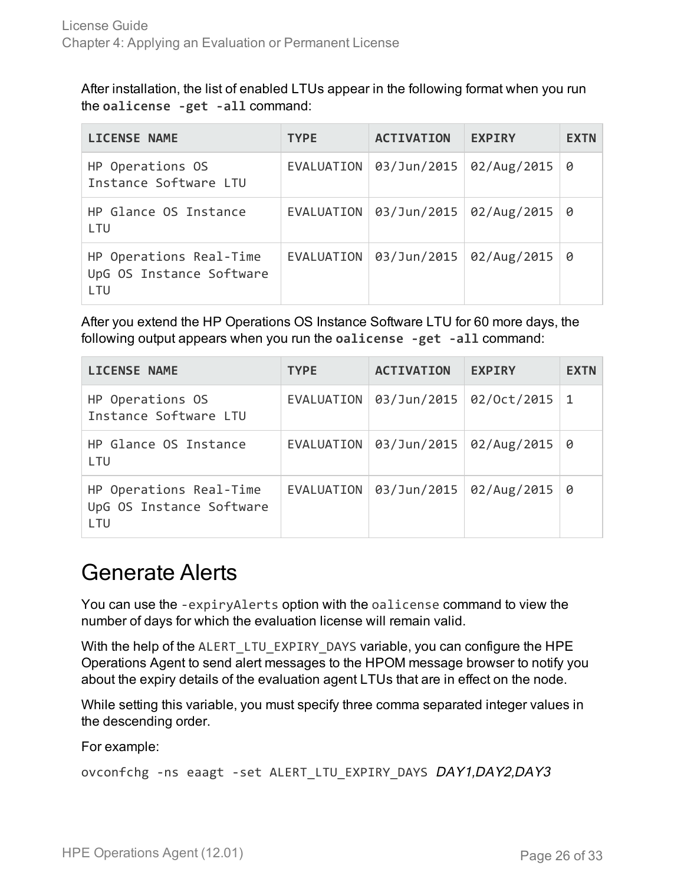After installation, the list of enabled LTUs appear in the following format when you run the **oalicense -get -all** command:

| LICENSE NAME | TYPE | ACTIVATION | EXPIRY | EXTN |
|---|---|---|---|---|
| HP Operations OS Instance Software LTU | EVALUATION | 03/Jun/2015 | 02/Aug/2015 | 0 |
| HP Glance OS Instance LTU | EVALUATION | 03/Jun/2015 | 02/Aug/2015 | 0 |
| HP Operations Real-Time UpG OS Instance Software LTU | EVALUATION | 03/Jun/2015 | 02/Aug/2015 | 0 |

After you extend the HP Operations OS Instance Software LTU for 60 more days, the following output appears when you run the **oalicense -get -all** command:

| LICENSE NAME | TYPE | ACTIVATION | EXPIRY | EXTN |
|---|---|---|---|---|
| HP Operations OS Instance Software LTU | EVALUATION | 03/Jun/2015 | 02/Oct/2015 | 1 |
| HP Glance OS Instance LTU | EVALUATION | 03/Jun/2015 | 02/Aug/2015 | 0 |
| HP Operations Real-Time UpG OS Instance Software LTU | EVALUATION | 03/Jun/2015 | 02/Aug/2015 | 0 |

## Generate Alerts

You can use the `-expiryAlerts` option with the `oalicense` command to view the number of days for which the evaluation license will remain valid.

With the help of the `ALERT_LTU_EXPIRY_DAYS` variable, you can configure the HPE Operations Agent to send alert messages to the HPOM message browser to notify you about the expiry details of the evaluation agent LTUs that are in effect on the node.

While setting this variable, you must specify three comma separated integer values in the descending order.

For example:

`ovconfchg -ns eaagt -set ALERT_LTU_EXPIRY_DAYS` *DAY1,DAY2,DAY3*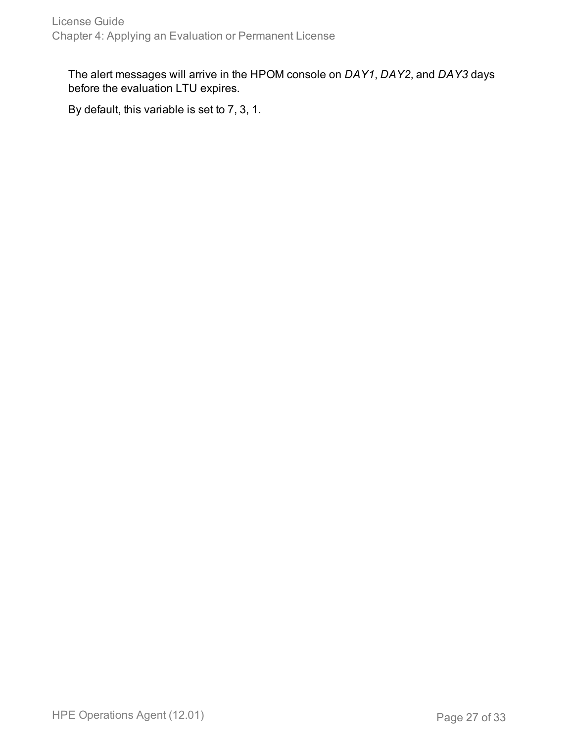The alert messages will arrive in the HPOM console on *DAY1*, *DAY2*, and *DAY3* days before the evaluation LTU expires.

By default, this variable is set to 7, 3, 1.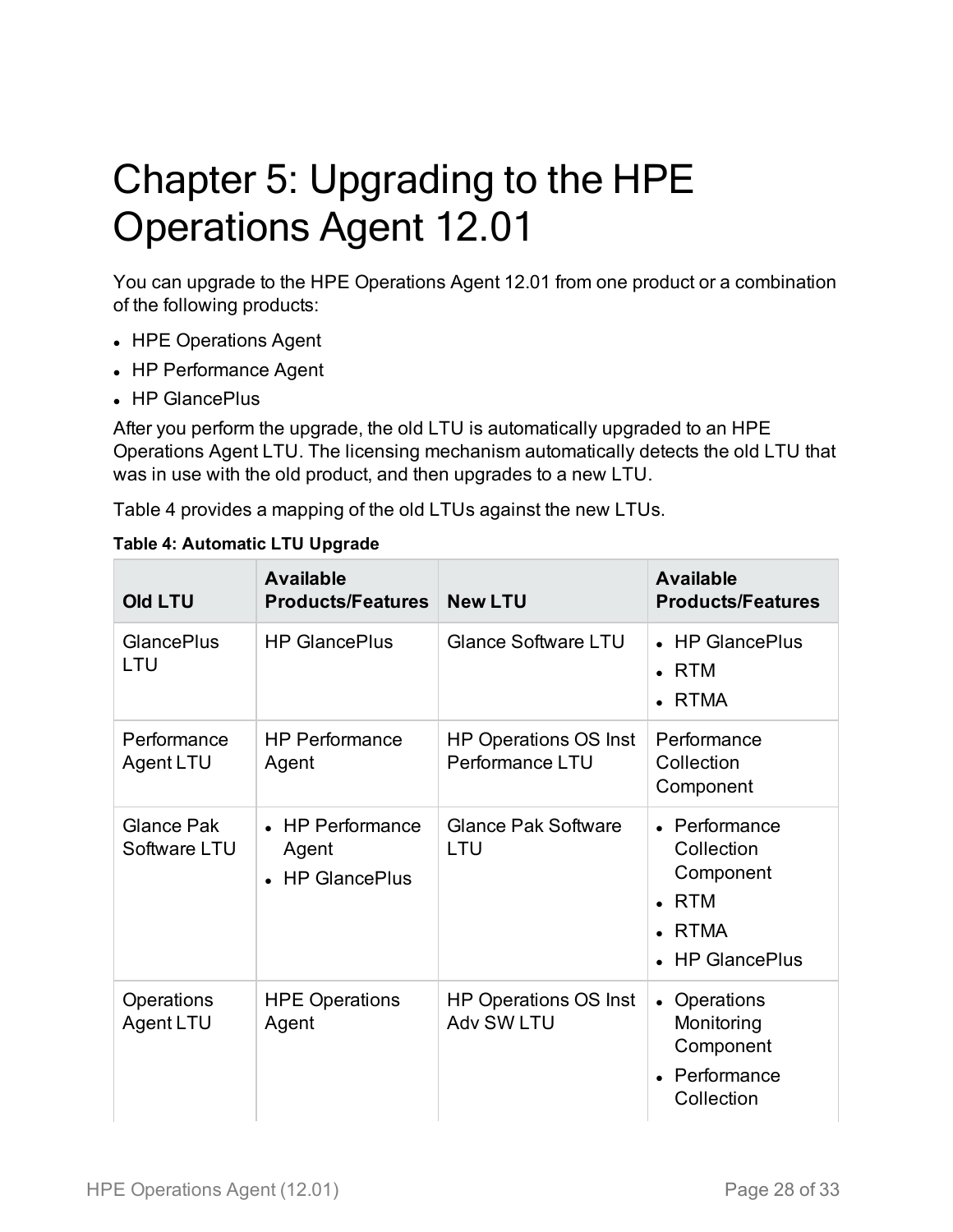# Chapter 5: Upgrading to the HPE Operations Agent 12.01

You can upgrade to the HPE Operations Agent 12.01 from one product or a combination of the following products:

- HPE Operations Agent
- HP Performance Agent
- HP GlancePlus

After you perform the upgrade, the old LTU is automatically upgraded to an HPE Operations Agent LTU. The licensing mechanism automatically detects the old LTU that was in use with the old product, and then upgrades to a new LTU.

Table 4 provides a mapping of the old LTUs against the new LTUs.

**Table 4: Automatic LTU Upgrade**

| Old LTU | Available Products/Features | New LTU | Available Products/Features |
|---|---|---|---|
| GlancePlus LTU | HP GlancePlus | Glance Software LTU | • HP GlancePlus<br>• RTM<br>• RTMA |
| Performance Agent LTU | HP Performance Agent | HP Operations OS Inst Performance LTU | Performance Collection Component |
| Glance Pak Software LTU | • HP Performance Agent<br>• HP GlancePlus | Glance Pak Software LTU | • Performance Collection Component<br>• RTM<br>• RTMA<br>• HP GlancePlus |
| Operations Agent LTU | HPE Operations Agent | HP Operations OS Inst Adv SW LTU | • Operations Monitoring Component<br>• Performance Collection |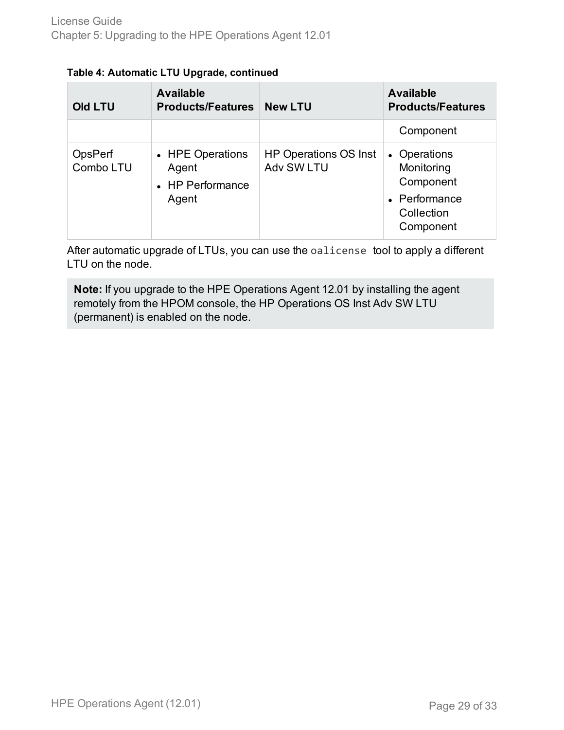**Table 4: Automatic LTU Upgrade, continued**

| Old LTU | Available Products/Features | New LTU | Available Products/Features |
|---|---|---|---|
| | | | Component |
| OpsPerf Combo LTU | • HPE Operations Agent<br>• HP Performance Agent | HP Operations OS Inst Adv SW LTU | • Operations Monitoring Component<br>• Performance Collection Component |

After automatic upgrade of LTUs, you can use the `oalicense` tool to apply a different LTU on the node.

> **Note:** If you upgrade to the HPE Operations Agent 12.01 by installing the agent remotely from the HPOM console, the HP Operations OS Inst Adv SW LTU (permanent) is enabled on the node.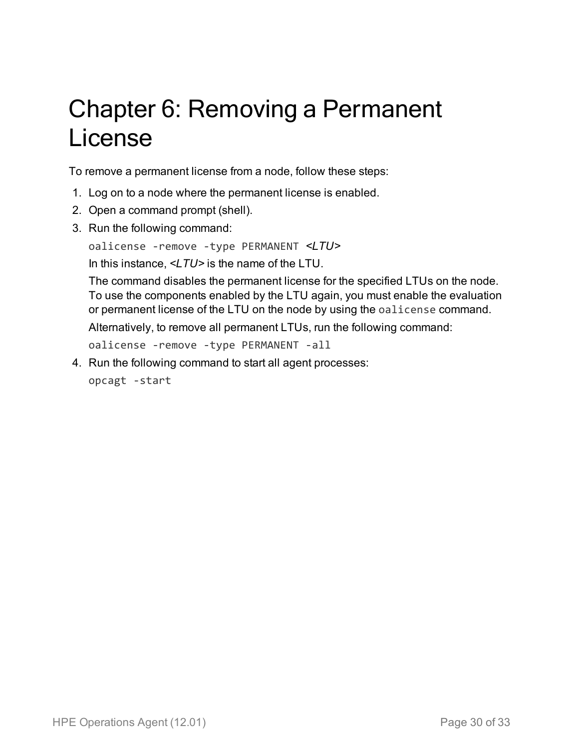# Chapter 6: Removing a Permanent License

To remove a permanent license from a node, follow these steps:

1. Log on to a node where the permanent license is enabled.
2. Open a command prompt (shell).
3. Run the following command:

   ```
   oalicense -remove -type PERMANENT <LTU>
   ```

   In this instance, *<LTU>* is the name of the LTU.

   The command disables the permanent license for the specified LTUs on the node. To use the components enabled by the LTU again, you must enable the evaluation or permanent license of the LTU on the node by using the `oalicense` command.

   Alternatively, to remove all permanent LTUs, run the following command:

   ```
   oalicense -remove -type PERMANENT -all
   ```

4. Run the following command to start all agent processes:

   ```
   opcagt -start
   ```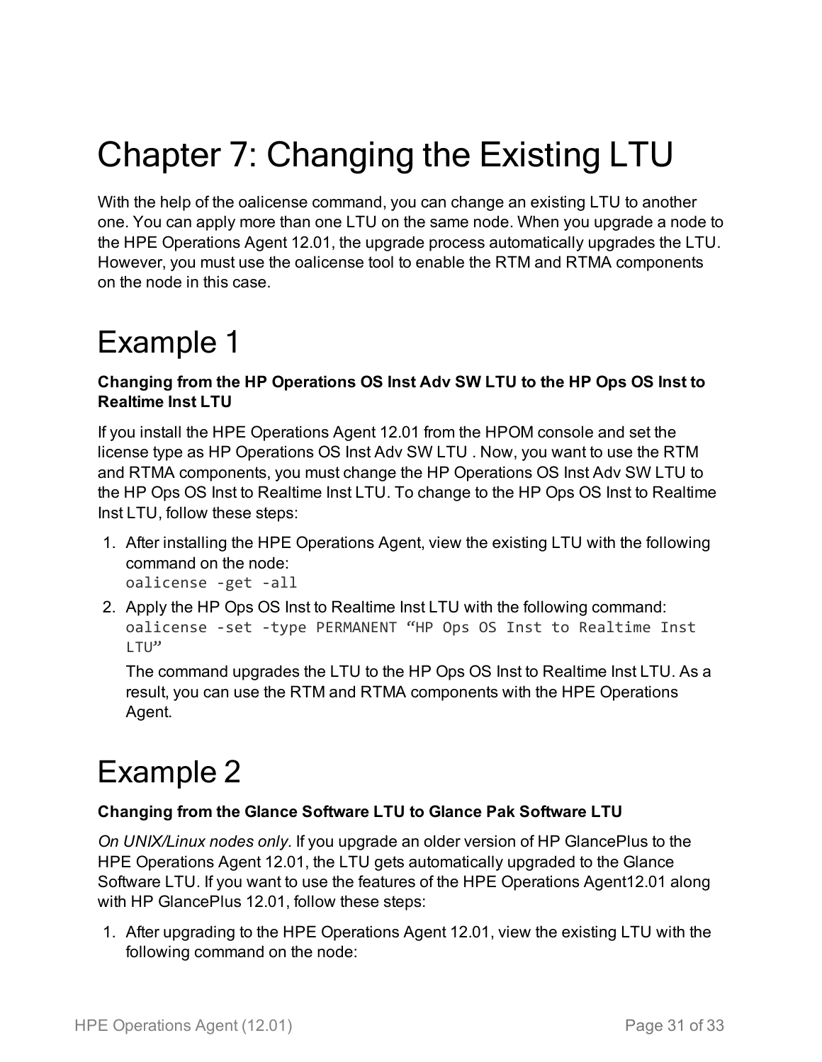# Chapter 7: Changing the Existing LTU

With the help of the oalicense command, you can change an existing LTU to another one. You can apply more than one LTU on the same node. When you upgrade a node to the HPE Operations Agent 12.01, the upgrade process automatically upgrades the LTU. However, you must use the oalicense tool to enable the RTM and RTMA components on the node in this case.

# Example 1

**Changing from the HP Operations OS Inst Adv SW LTU to the HP Ops OS Inst to Realtime Inst LTU**

If you install the HPE Operations Agent 12.01 from the HPOM console and set the license type as HP Operations OS Inst Adv SW LTU . Now, you want to use the RTM and RTMA components, you must change the HP Operations OS Inst Adv SW LTU to the HP Ops OS Inst to Realtime Inst LTU. To change to the HP Ops OS Inst to Realtime Inst LTU, follow these steps:

1. After installing the HPE Operations Agent, view the existing LTU with the following command on the node:
   `oalicense -get -all`
2. Apply the HP Ops OS Inst to Realtime Inst LTU with the following command:
   `oalicense -set -type PERMANENT “HP Ops OS Inst to Realtime Inst LTU”`

   The command upgrades the LTU to the HP Ops OS Inst to Realtime Inst LTU. As a result, you can use the RTM and RTMA components with the HPE Operations Agent.

# Example 2

**Changing from the Glance Software LTU to Glance Pak Software LTU**

*On UNIX/Linux nodes only*. If you upgrade an older version of HP GlancePlus to the HPE Operations Agent 12.01, the LTU gets automatically upgraded to the Glance Software LTU. If you want to use the features of the HPE Operations Agent12.01 along with HP GlancePlus 12.01, follow these steps:

1. After upgrading to the HPE Operations Agent 12.01, view the existing LTU with the following command on the node: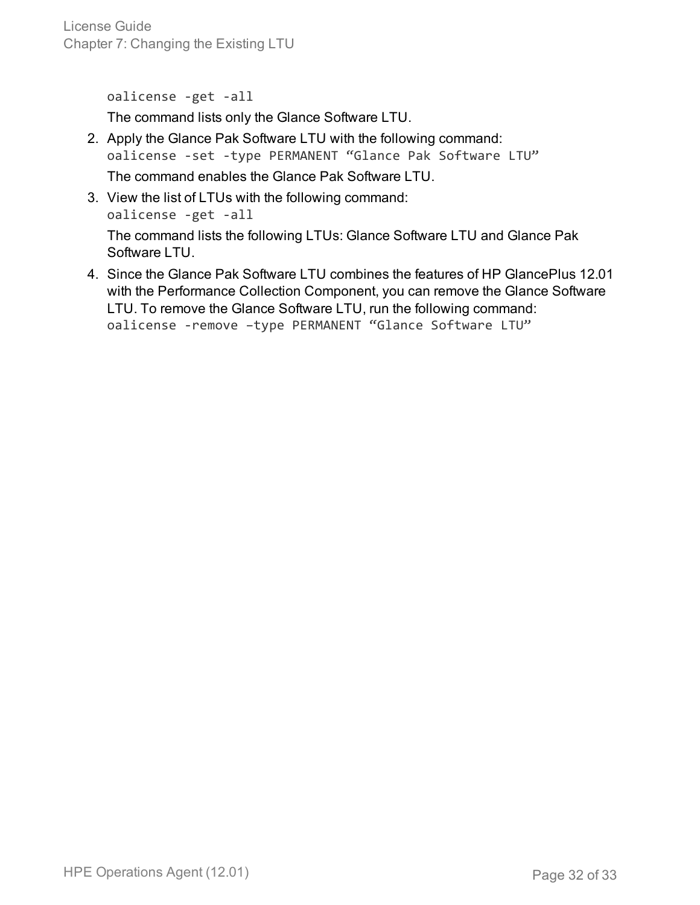```
oalicense -get -all
```

The command lists only the Glance Software LTU.

2. Apply the Glance Pak Software LTU with the following command:

   ```
   oalicense -set -type PERMANENT “Glance Pak Software LTU”
   ```

   The command enables the Glance Pak Software LTU.

3. View the list of LTUs with the following command:

   ```
   oalicense -get -all
   ```

   The command lists the following LTUs: Glance Software LTU and Glance Pak Software LTU.

4. Since the Glance Pak Software LTU combines the features of HP GlancePlus 12.01 with the Performance Collection Component, you can remove the Glance Software LTU. To remove the Glance Software LTU, run the following command:

   ```
   oalicense -remove –type PERMANENT “Glance Software LTU”
   ```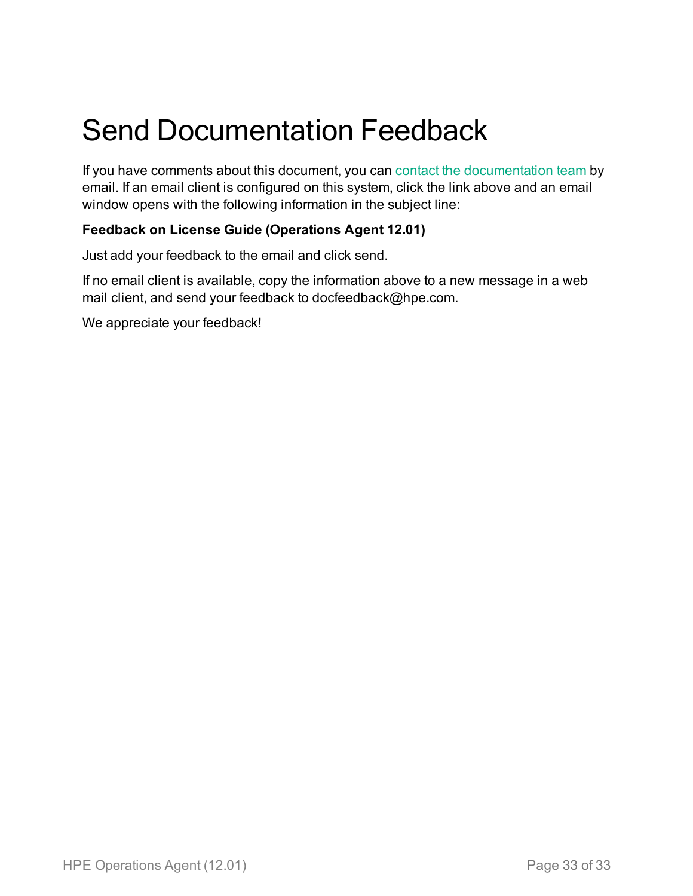# Send Documentation Feedback

If you have comments about this document, you can contact the documentation team by email. If an email client is configured on this system, click the link above and an email window opens with the following information in the subject line:

**Feedback on License Guide (Operations Agent 12.01)**

Just add your feedback to the email and click send.

If no email client is available, copy the information above to a new message in a web mail client, and send your feedback to docfeedback@hpe.com.

We appreciate your feedback!